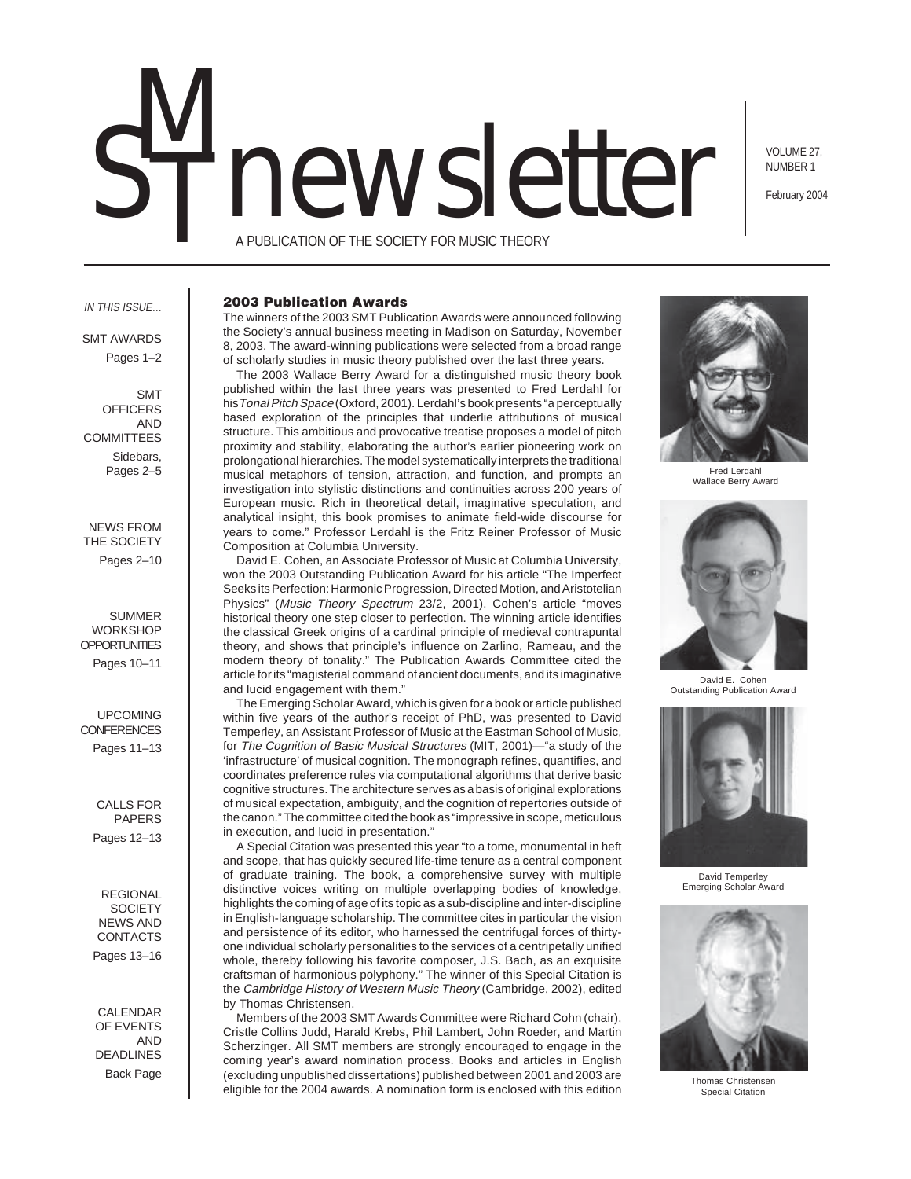# SMT newsletter

A PUBLICATION OF THE SOCIETY FOR MUSIC THEORY

VOLUME 27, NUMBER 1

February 2004

*IN THIS ISSUE…*

SMT AWARDS
Pages 1–2

SMT OFFICERS AND COMMITTEES
Sidebars, Pages 2–5

NEWS FROM THE SOCIETY
Pages 2–10

SUMMER WORKSHOP OPPORTUNITIES
Pages 10–11

UPCOMING CONFERENCES
Pages 11–13

CALLS FOR PAPERS
Pages 12–13

REGIONAL SOCIETY NEWS AND CONTACTS
Pages 13–16

CALENDAR OF EVENTS AND DEADLINES
Back Page

## 2003 Publication Awards

The winners of the 2003 SMT Publication Awards were announced following the Society's annual business meeting in Madison on Saturday, November 8, 2003. The award-winning publications were selected from a broad range of scholarly studies in music theory published over the last three years.

The 2003 Wallace Berry Award for a distinguished music theory book published within the last three years was presented to Fred Lerdahl for his *Tonal Pitch Space* (Oxford, 2001). Lerdahl's book presents "a perceptually based exploration of the principles that underlie attributions of musical structure. This ambitious and provocative treatise proposes a model of pitch proximity and stability, elaborating the author's earlier pioneering work on prolongational hierarchies. The model systematically interprets the traditional musical metaphors of tension, attraction, and function, and prompts an investigation into stylistic distinctions and continuities across 200 years of European music. Rich in theoretical detail, imaginative speculation, and analytical insight, this book promises to animate field-wide discourse for years to come." Professor Lerdahl is the Fritz Reiner Professor of Music Composition at Columbia University.

David E. Cohen, an Associate Professor of Music at Columbia University, won the 2003 Outstanding Publication Award for his article "The Imperfect Seeks its Perfection: Harmonic Progression, Directed Motion, and Aristotelian Physics" (*Music Theory Spectrum* 23/2, 2001). Cohen's article "moves historical theory one step closer to perfection. The winning article identifies the classical Greek origins of a cardinal principle of medieval contrapuntal theory, and shows that principle's influence on Zarlino, Rameau, and the modern theory of tonality." The Publication Awards Committee cited the article for its "magisterial command of ancient documents, and its imaginative and lucid engagement with them."

The Emerging Scholar Award, which is given for a book or article published within five years of the author's receipt of PhD, was presented to David Temperley, an Assistant Professor of Music at the Eastman School of Music, for *The Cognition of Basic Musical Structures* (MIT, 2001)—"a study of the 'infrastructure' of musical cognition. The monograph refines, quantifies, and coordinates preference rules via computational algorithms that derive basic cognitive structures. The architecture serves as a basis of original explorations of musical expectation, ambiguity, and the cognition of repertories outside of the canon." The committee cited the book as "impressive in scope, meticulous in execution, and lucid in presentation."

A Special Citation was presented this year "to a tome, monumental in heft and scope, that has quickly secured life-time tenure as a central component of graduate training. The book, a comprehensive survey with multiple distinctive voices writing on multiple overlapping bodies of knowledge, highlights the coming of age of its topic as a sub-discipline and inter-discipline in English-language scholarship. The committee cites in particular the vision and persistence of its editor, who harnessed the centrifugal forces of thirty-one individual scholarly personalities to the services of a centripetally unified whole, thereby following his favorite composer, J.S. Bach, as an exquisite craftsman of harmonious polyphony." The winner of this Special Citation is the *Cambridge History of Western Music Theory* (Cambridge, 2002), edited by Thomas Christensen.

Members of the 2003 SMT Awards Committee were Richard Cohn (chair), Cristle Collins Judd, Harald Krebs, Phil Lambert, John Roeder, and Martin Scherzinger. All SMT members are strongly encouraged to engage in the coming year's award nomination process. Books and articles in English (excluding unpublished dissertations) published between 2001 and 2003 are eligible for the 2004 awards. A nomination form is enclosed with this edition

Fred Lerdahl
Wallace Berry Award

David E. Cohen
Outstanding Publication Award

David Temperley
Emerging Scholar Award

Thomas Christensen
Special Citation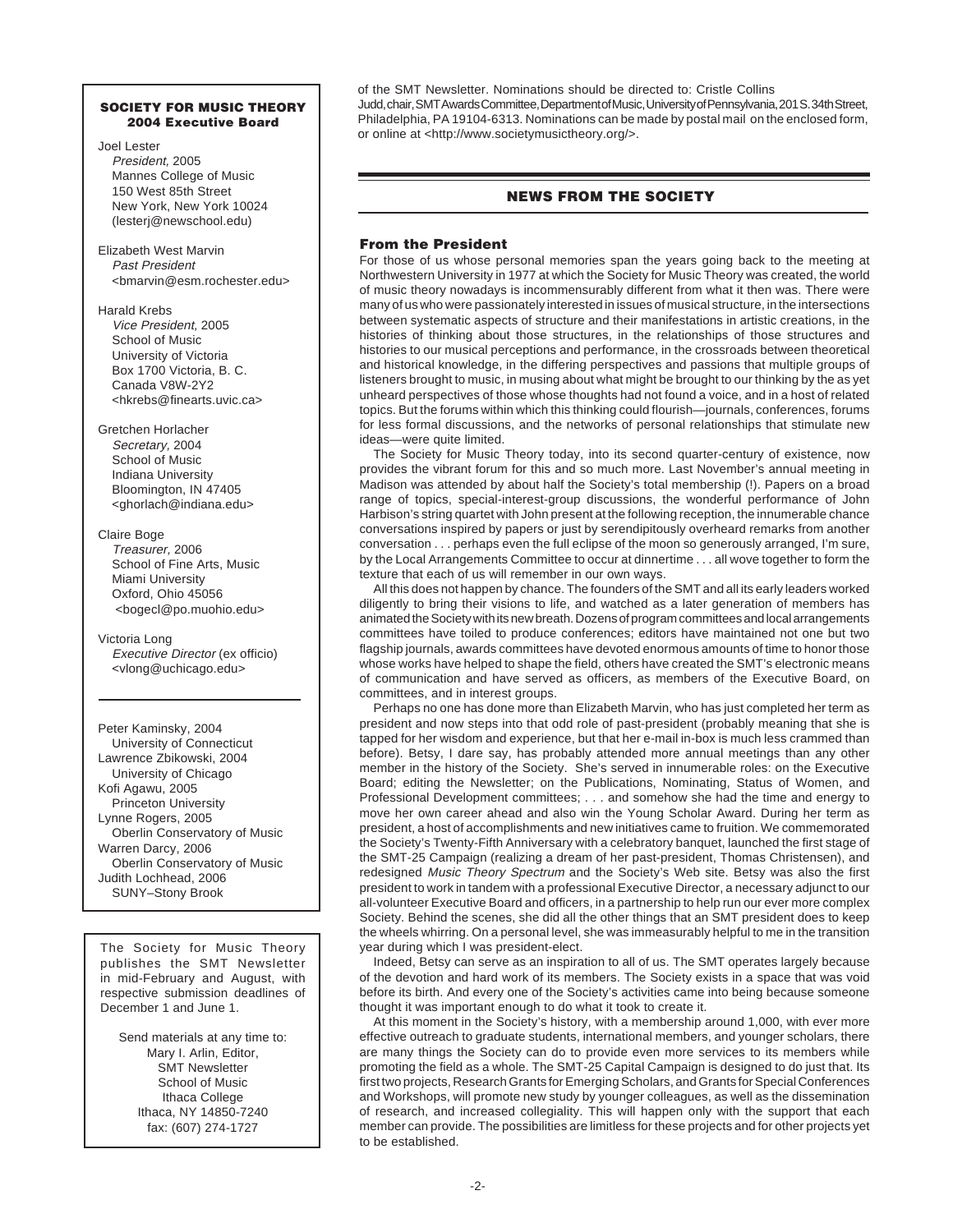### SOCIETY FOR MUSIC THEORY 2004 Executive Board

Joel Lester
*President,* 2005
Mannes College of Music
150 West 85th Street
New York, New York 10024
(lesterj@newschool.edu)

Elizabeth West Marvin
*Past President*
<bmarvin@esm.rochester.edu>

Harald Krebs
*Vice President,* 2005
School of Music
University of Victoria
Box 1700 Victoria, B. C.
Canada V8W-2Y2
<hkrebs@finearts.uvic.ca>

Gretchen Horlacher
*Secretary,* 2004
School of Music
Indiana University
Bloomington, IN 47405
<ghorlach@indiana.edu>

Claire Boge
*Treasurer,* 2006
School of Fine Arts, Music
Miami University
Oxford, Ohio 45056
<bogecl@po.muohio.edu>

Victoria Long
*Executive Director* (ex officio)
<vlong@uchicago.edu>

Peter Kaminsky, 2004
University of Connecticut
Lawrence Zbikowski, 2004
University of Chicago
Kofi Agawu, 2005
Princeton University
Lynne Rogers, 2005
Oberlin Conservatory of Music
Warren Darcy, 2006
Oberlin Conservatory of Music
Judith Lochhead, 2006
SUNY–Stony Brook

The Society for Music Theory publishes the SMT Newsletter in mid-February and August, with respective submission deadlines of December 1 and June 1.

Send materials at any time to:
Mary I. Arlin, Editor,
SMT Newsletter
School of Music
Ithaca College
Ithaca, NY 14850-7240
fax: (607) 274-1727

of the SMT Newsletter. Nominations should be directed to: Cristle Collins Judd, chair, SMT Awards Committee, Department of Music, University of Pennsylvania, 201 S. 34th Street, Philadelphia, PA 19104-6313. Nominations can be made by postal mail on the enclosed form, or online at <http://www.societymusictheory.org/>.

## NEWS FROM THE SOCIETY

### From the President

For those of us whose personal memories span the years going back to the meeting at Northwestern University in 1977 at which the Society for Music Theory was created, the world of music theory nowadays is incommensurably different from what it then was. There were many of us who were passionately interested in issues of musical structure, in the intersections between systematic aspects of structure and their manifestations in artistic creations, in the histories of thinking about those structures, in the relationships of those structures and histories to our musical perceptions and performance, in the crossroads between theoretical and historical knowledge, in the differing perspectives and passions that multiple groups of listeners brought to music, in musing about what might be brought to our thinking by the as yet unheard perspectives of those whose thoughts had not found a voice, and in a host of related topics. But the forums within which this thinking could flourish—journals, conferences, forums for less formal discussions, and the networks of personal relationships that stimulate new ideas—were quite limited.

The Society for Music Theory today, into its second quarter-century of existence, now provides the vibrant forum for this and so much more. Last November's annual meeting in Madison was attended by about half the Society's total membership (!). Papers on a broad range of topics, special-interest-group discussions, the wonderful performance of John Harbison's string quartet with John present at the following reception, the innumerable chance conversations inspired by papers or just by serendipitously overheard remarks from another conversation . . . perhaps even the full eclipse of the moon so generously arranged, I'm sure, by the Local Arrangements Committee to occur at dinnertime . . . all wove together to form the texture that each of us will remember in our own ways.

All this does not happen by chance. The founders of the SMT and all its early leaders worked diligently to bring their visions to life, and watched as a later generation of members has animated the Society with its new breath. Dozens of program committees and local arrangements committees have toiled to produce conferences; editors have maintained not one but two flagship journals, awards committees have devoted enormous amounts of time to honor those whose works have helped to shape the field, others have created the SMT's electronic means of communication and have served as officers, as members of the Executive Board, on committees, and in interest groups.

Perhaps no one has done more than Elizabeth Marvin, who has just completed her term as president and now steps into that odd role of past-president (probably meaning that she is tapped for her wisdom and experience, but that her e-mail in-box is much less crammed than before). Betsy, I dare say, has probably attended more annual meetings than any other member in the history of the Society. She's served in innumerable roles: on the Executive Board; editing the Newsletter; on the Publications, Nominating, Status of Women, and Professional Development committees; . . . and somehow she had the time and energy to move her own career ahead and also win the Young Scholar Award. During her term as president, a host of accomplishments and new initiatives came to fruition. We commemorated the Society's Twenty-Fifth Anniversary with a celebratory banquet, launched the first stage of the SMT-25 Campaign (realizing a dream of her past-president, Thomas Christensen), and redesigned *Music Theory Spectrum* and the Society's Web site. Betsy was also the first president to work in tandem with a professional Executive Director, a necessary adjunct to our all-volunteer Executive Board and officers, in a partnership to help run our ever more complex Society. Behind the scenes, she did all the other things that an SMT president does to keep the wheels whirring. On a personal level, she was immeasurably helpful to me in the transition year during which I was president-elect.

Indeed, Betsy can serve as an inspiration to all of us. The SMT operates largely because of the devotion and hard work of its members. The Society exists in a space that was void before its birth. And every one of the Society's activities came into being because someone thought it was important enough to do what it took to create it.

At this moment in the Society's history, with a membership around 1,000, with ever more effective outreach to graduate students, international members, and younger scholars, there are many things the Society can do to provide even more services to its members while promoting the field as a whole. The SMT-25 Capital Campaign is designed to do just that. Its first two projects, Research Grants for Emerging Scholars, and Grants for Special Conferences and Workshops, will promote new study by younger colleagues, as well as the dissemination of research, and increased collegiality. This will happen only with the support that each member can provide. The possibilities are limitless for these projects and for other projects yet to be established.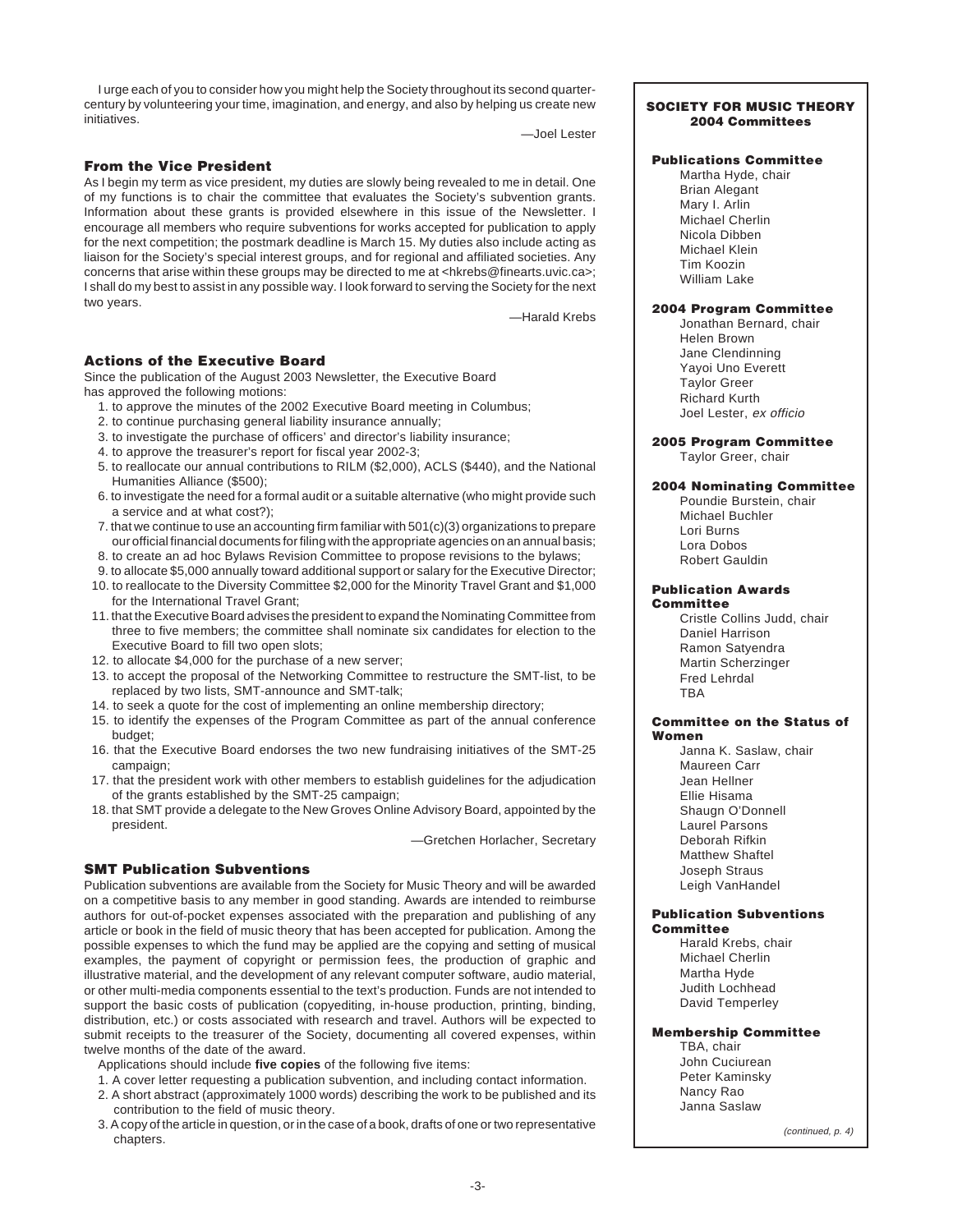I urge each of you to consider how you might help the Society throughout its second quarter-century by volunteering your time, imagination, and energy, and also by helping us create new initiatives.

—Joel Lester

## From the Vice President

As I begin my term as vice president, my duties are slowly being revealed to me in detail. One of my functions is to chair the committee that evaluates the Society's subvention grants. Information about these grants is provided elsewhere in this issue of the Newsletter. I encourage all members who require subventions for works accepted for publication to apply for the next competition; the postmark deadline is March 15. My duties also include acting as liaison for the Society's special interest groups, and for regional and affiliated societies. Any concerns that arise within these groups may be directed to me at <hkrebs@finearts.uvic.ca>; I shall do my best to assist in any possible way. I look forward to serving the Society for the next two years.

—Harald Krebs

## Actions of the Executive Board

Since the publication of the August 2003 Newsletter, the Executive Board has approved the following motions:

1. to approve the minutes of the 2002 Executive Board meeting in Columbus;
2. to continue purchasing general liability insurance annually;
3. to investigate the purchase of officers' and director's liability insurance;
4. to approve the treasurer's report for fiscal year 2002-3;
5. to reallocate our annual contributions to RILM ($2,000), ACLS ($440), and the National Humanities Alliance ($500);
6. to investigate the need for a formal audit or a suitable alternative (who might provide such a service and at what cost?);
7. that we continue to use an accounting firm familiar with 501(c)(3) organizations to prepare our official financial documents for filing with the appropriate agencies on an annual basis;
8. to create an ad hoc Bylaws Revision Committee to propose revisions to the bylaws;
9. to allocate $5,000 annually toward additional support or salary for the Executive Director;
10. to reallocate to the Diversity Committee $2,000 for the Minority Travel Grant and $1,000 for the International Travel Grant;
11. that the Executive Board advises the president to expand the Nominating Committee from three to five members; the committee shall nominate six candidates for election to the Executive Board to fill two open slots;
12. to allocate $4,000 for the purchase of a new server;
13. to accept the proposal of the Networking Committee to restructure the SMT-list, to be replaced by two lists, SMT-announce and SMT-talk;
14. to seek a quote for the cost of implementing an online membership directory;
15. to identify the expenses of the Program Committee as part of the annual conference budget;
16. that the Executive Board endorses the two new fundraising initiatives of the SMT-25 campaign;
17. that the president work with other members to establish guidelines for the adjudication of the grants established by the SMT-25 campaign;
18. that SMT provide a delegate to the New Groves Online Advisory Board, appointed by the president.

—Gretchen Horlacher, Secretary

## SMT Publication Subventions

Publication subventions are available from the Society for Music Theory and will be awarded on a competitive basis to any member in good standing. Awards are intended to reimburse authors for out-of-pocket expenses associated with the preparation and publishing of any article or book in the field of music theory that has been accepted for publication. Among the possible expenses to which the fund may be applied are the copying and setting of musical examples, the payment of copyright or permission fees, the production of graphic and illustrative material, and the development of any relevant computer software, audio material, or other multi-media components essential to the text's production. Funds are not intended to support the basic costs of publication (copyediting, in-house production, printing, binding, distribution, etc.) or costs associated with research and travel. Authors will be expected to submit receipts to the treasurer of the Society, documenting all covered expenses, within twelve months of the date of the award.

Applications should include **five copies** of the following five items:

1. A cover letter requesting a publication subvention, and including contact information.
2. A short abstract (approximately 1000 words) describing the work to be published and its contribution to the field of music theory.
3. A copy of the article in question, or in the case of a book, drafts of one or two representative chapters.

## SOCIETY FOR MUSIC THEORY 2004 Committees

### Publications Committee

Martha Hyde, chair
Brian Alegant
Mary I. Arlin
Michael Cherlin
Nicola Dibben
Michael Klein
Tim Koozin
William Lake

### 2004 Program Committee

Jonathan Bernard, chair
Helen Brown
Jane Clendinning
Yayoi Uno Everett
Taylor Greer
Richard Kurth
Joel Lester, *ex officio*

### 2005 Program Committee

Taylor Greer, chair

### 2004 Nominating Committee

Poundie Burstein, chair
Michael Buchler
Lori Burns
Lora Dobos
Robert Gauldin

### Publication Awards Committee

Cristle Collins Judd, chair
Daniel Harrison
Ramon Satyendra
Martin Scherzinger
Fred Lehrdal
TBA

### Committee on the Status of Women

Janna K. Saslaw, chair
Maureen Carr
Jean Hellner
Ellie Hisama
Shaugn O'Donnell
Laurel Parsons
Deborah Rifkin
Matthew Shaftel
Joseph Straus
Leigh VanHandel

### Publication Subventions Committee

Harald Krebs, chair
Michael Cherlin
Martha Hyde
Judith Lochhead
David Temperley

### Membership Committee

TBA, chair
John Cuciurean
Peter Kaminsky
Nancy Rao
Janna Saslaw

*(continued, p. 4)*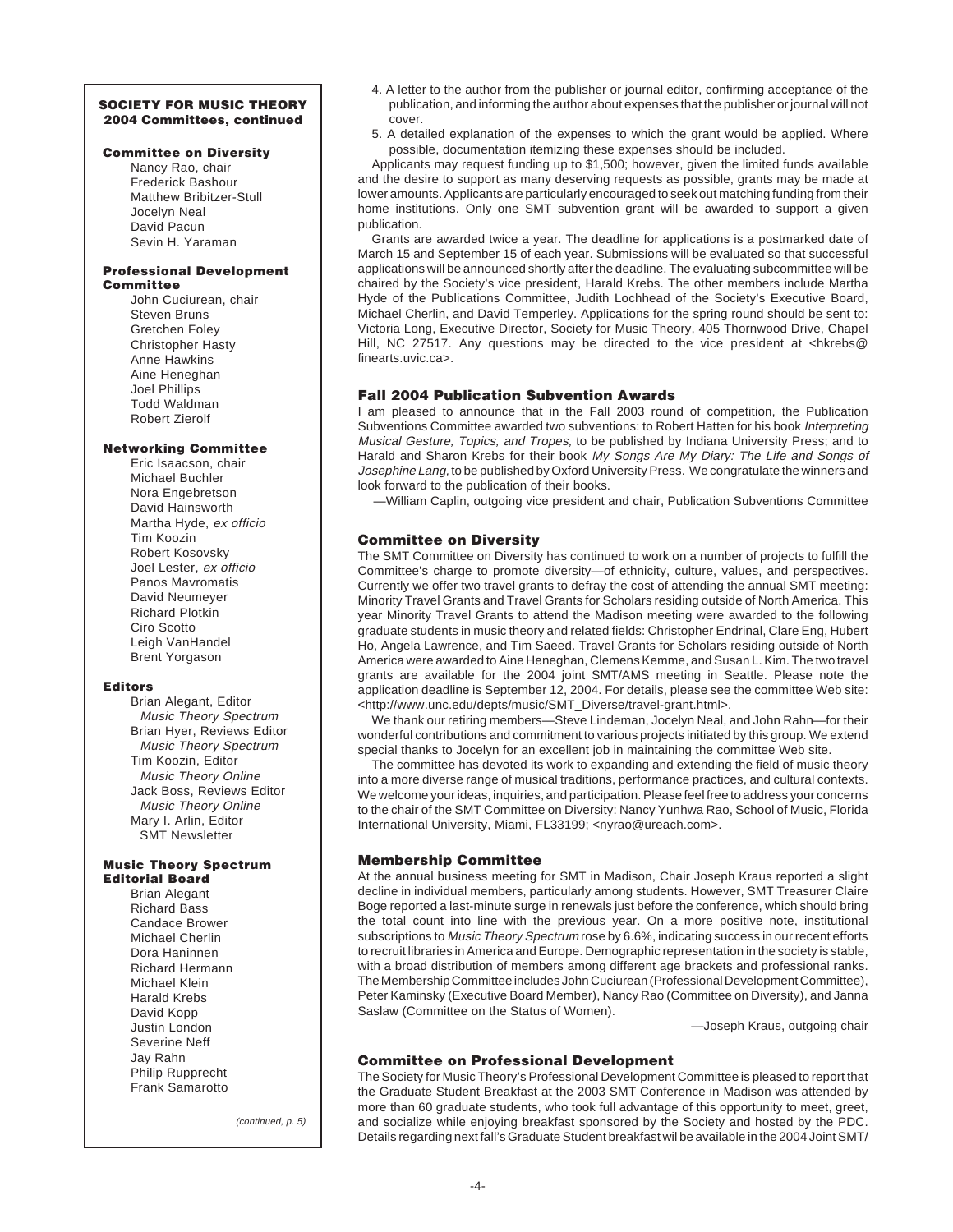**SOCIETY FOR MUSIC THEORY**
**2004 Committees, continued**

**Committee on Diversity**
Nancy Rao, chair
Frederick Bashour
Matthew Bribitzer-Stull
Jocelyn Neal
David Pacun
Sevin H. Yaraman

**Professional Development Committee**
John Cuciurean, chair
Steven Bruns
Gretchen Foley
Christopher Hasty
Anne Hawkins
Aine Heneghan
Joel Phillips
Todd Waldman
Robert Zierolf

**Networking Committee**
Eric Isaacson, chair
Michael Buchler
Nora Engebretson
David Hainsworth
Martha Hyde, *ex officio*
Tim Koozin
Robert Kosovsky
Joel Lester, *ex officio*
Panos Mavromatis
David Neumeyer
Richard Plotkin
Ciro Scotto
Leigh VanHandel
Brent Yorgason

**Editors**
Brian Alegant, Editor
*Music Theory Spectrum*
Brian Hyer, Reviews Editor
*Music Theory Spectrum*
Tim Koozin, Editor
*Music Theory Online*
Jack Boss, Reviews Editor
*Music Theory Online*
Mary I. Arlin, Editor
SMT Newsletter

**Music Theory Spectrum Editorial Board**
Brian Alegant
Richard Bass
Candace Brower
Michael Cherlin
Dora Haninnen
Richard Hermann
Michael Klein
Harald Krebs
David Kopp
Justin London
Severine Neff
Jay Rahn
Philip Rupprecht
Frank Samarotto

*(continued, p. 5)*

4. A letter to the author from the publisher or journal editor, confirming acceptance of the publication, and informing the author about expenses that the publisher or journal will not cover.
5. A detailed explanation of the expenses to which the grant would be applied. Where possible, documentation itemizing these expenses should be included.

Applicants may request funding up to $1,500; however, given the limited funds available and the desire to support as many deserving requests as possible, grants may be made at lower amounts. Applicants are particularly encouraged to seek out matching funding from their home institutions. Only one SMT subvention grant will be awarded to support a given publication.

Grants are awarded twice a year. The deadline for applications is a postmarked date of March 15 and September 15 of each year. Submissions will be evaluated so that successful applications will be announced shortly after the deadline. The evaluating subcommittee will be chaired by the Society's vice president, Harald Krebs. The other members include Martha Hyde of the Publications Committee, Judith Lochhead of the Society's Executive Board, Michael Cherlin, and David Temperley. Applications for the spring round should be sent to: Victoria Long, Executive Director, Society for Music Theory, 405 Thornwood Drive, Chapel Hill, NC 27517. Any questions may be directed to the vice president at <hkrebs@finearts.uvic.ca>.

### Fall 2004 Publication Subvention Awards

I am pleased to announce that in the Fall 2003 round of competition, the Publication Subventions Committee awarded two subventions: to Robert Hatten for his book *Interpreting Musical Gesture, Topics, and Tropes,* to be published by Indiana University Press; and to Harald and Sharon Krebs for their book *My Songs Are My Diary: The Life and Songs of Josephine Lang,* to be published by Oxford University Press. We congratulate the winners and look forward to the publication of their books.

—William Caplin, outgoing vice president and chair, Publication Subventions Committee

### Committee on Diversity

The SMT Committee on Diversity has continued to work on a number of projects to fulfill the Committee's charge to promote diversity—of ethnicity, culture, values, and perspectives. Currently we offer two travel grants to defray the cost of attending the annual SMT meeting: Minority Travel Grants and Travel Grants for Scholars residing outside of North America. This year Minority Travel Grants to attend the Madison meeting were awarded to the following graduate students in music theory and related fields: Christopher Endrinal, Clare Eng, Hubert Ho, Angela Lawrence, and Tim Saeed. Travel Grants for Scholars residing outside of North America were awarded to Aine Heneghan, Clemens Kemme, and Susan L. Kim. The two travel grants are available for the 2004 joint SMT/AMS meeting in Seattle. Please note the application deadline is September 12, 2004. For details, please see the committee Web site: <http://www.unc.edu/depts/music/SMT_Diverse/travel-grant.html>.

We thank our retiring members—Steve Lindeman, Jocelyn Neal, and John Rahn—for their wonderful contributions and commitment to various projects initiated by this group. We extend special thanks to Jocelyn for an excellent job in maintaining the committee Web site.

The committee has devoted its work to expanding and extending the field of music theory into a more diverse range of musical traditions, performance practices, and cultural contexts. We welcome your ideas, inquiries, and participation. Please feel free to address your concerns to the chair of the SMT Committee on Diversity: Nancy Yunhwa Rao, School of Music, Florida International University, Miami, FL33199; <nyrao@ureach.com>.

### Membership Committee

At the annual business meeting for SMT in Madison, Chair Joseph Kraus reported a slight decline in individual members, particularly among students. However, SMT Treasurer Claire Boge reported a last-minute surge in renewals just before the conference, which should bring the total count into line with the previous year. On a more positive note, institutional subscriptions to *Music Theory Spectrum* rose by 6.6%, indicating success in our recent efforts to recruit libraries in America and Europe. Demographic representation in the society is stable, with a broad distribution of members among different age brackets and professional ranks. The Membership Committee includes John Cuciurean (Professional Development Committee), Peter Kaminsky (Executive Board Member), Nancy Rao (Committee on Diversity), and Janna Saslaw (Committee on the Status of Women).

—Joseph Kraus, outgoing chair

### Committee on Professional Development

The Society for Music Theory's Professional Development Committee is pleased to report that the Graduate Student Breakfast at the 2003 SMT Conference in Madison was attended by more than 60 graduate students, who took full advantage of this opportunity to meet, greet, and socialize while enjoying breakfast sponsored by the Society and hosted by the PDC. Details regarding next fall's Graduate Student breakfast wil be available in the 2004 Joint SMT/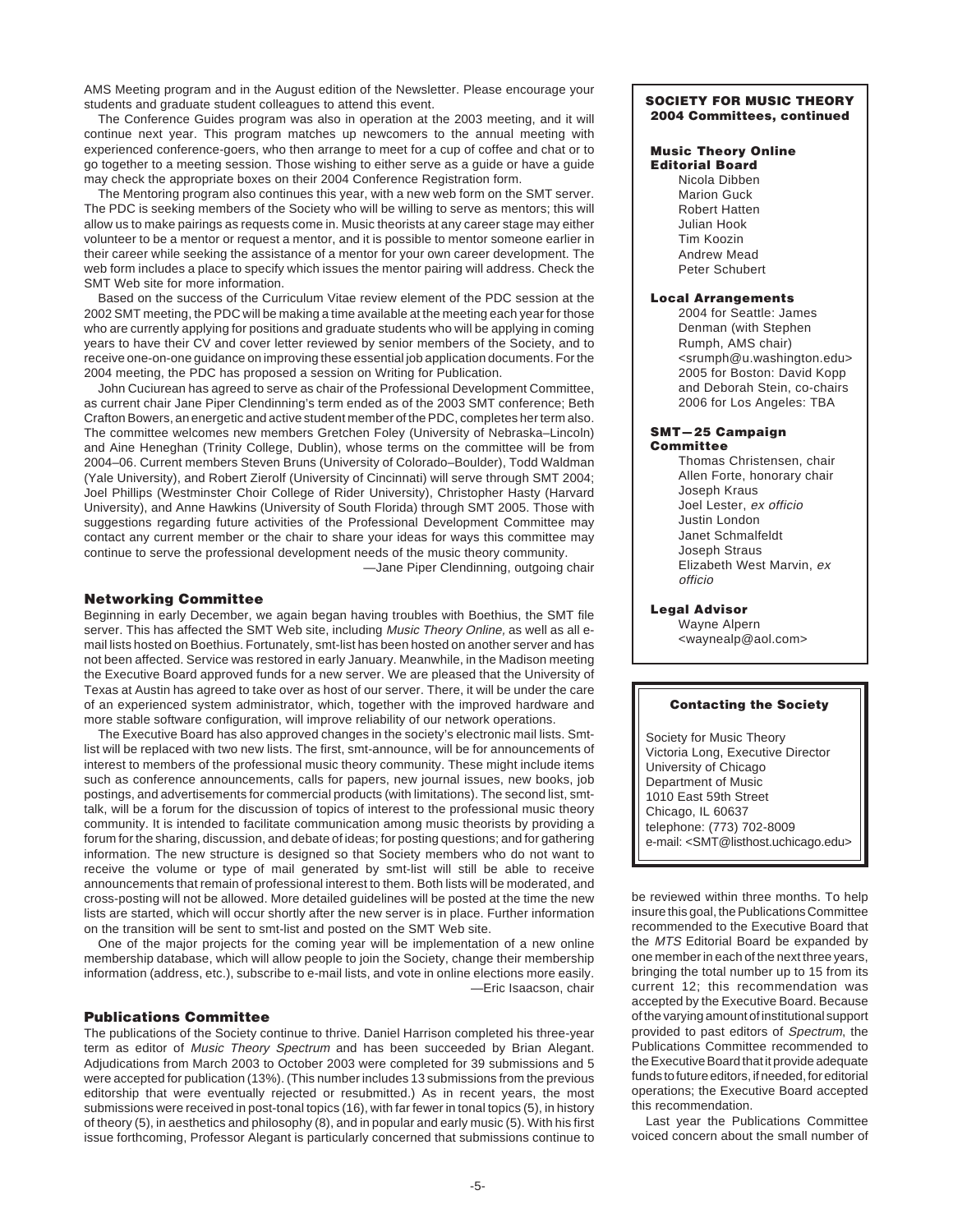AMS Meeting program and in the August edition of the Newsletter. Please encourage your students and graduate student colleagues to attend this event.

The Conference Guides program was also in operation at the 2003 meeting, and it will continue next year. This program matches up newcomers to the annual meeting with experienced conference-goers, who then arrange to meet for a cup of coffee and chat or to go together to a meeting session. Those wishing to either serve as a guide or have a guide may check the appropriate boxes on their 2004 Conference Registration form.

The Mentoring program also continues this year, with a new web form on the SMT server. The PDC is seeking members of the Society who will be willing to serve as mentors; this will allow us to make pairings as requests come in. Music theorists at any career stage may either volunteer to be a mentor or request a mentor, and it is possible to mentor someone earlier in their career while seeking the assistance of a mentor for your own career development. The web form includes a place to specify which issues the mentor pairing will address. Check the SMT Web site for more information.

Based on the success of the Curriculum Vitae review element of the PDC session at the 2002 SMT meeting, the PDC will be making a time available at the meeting each year for those who are currently applying for positions and graduate students who will be applying in coming years to have their CV and cover letter reviewed by senior members of the Society, and to receive one-on-one guidance on improving these essential job application documents. For the 2004 meeting, the PDC has proposed a session on Writing for Publication.

John Cuciurean has agreed to serve as chair of the Professional Development Committee, as current chair Jane Piper Clendinning's term ended as of the 2003 SMT conference; Beth Crafton Bowers, an energetic and active student member of the PDC, completes her term also. The committee welcomes new members Gretchen Foley (University of Nebraska–Lincoln) and Aine Heneghan (Trinity College, Dublin), whose terms on the committee will be from 2004–06. Current members Steven Bruns (University of Colorado–Boulder), Todd Waldman (Yale University), and Robert Zierolf (University of Cincinnati) will serve through SMT 2004; Joel Phillips (Westminster Choir College of Rider University), Christopher Hasty (Harvard University), and Anne Hawkins (University of South Florida) through SMT 2005. Those with suggestions regarding future activities of the Professional Development Committee may contact any current member or the chair to share your ideas for ways this committee may continue to serve the professional development needs of the music theory community.

—Jane Piper Clendinning, outgoing chair

### Networking Committee

Beginning in early December, we again began having troubles with Boethius, the SMT file server. This has affected the SMT Web site, including *Music Theory Online,* as well as all e-mail lists hosted on Boethius. Fortunately, smt-list has been hosted on another server and has not been affected. Service was restored in early January. Meanwhile, in the Madison meeting the Executive Board approved funds for a new server. We are pleased that the University of Texas at Austin has agreed to take over as host of our server. There, it will be under the care of an experienced system administrator, which, together with the improved hardware and more stable software configuration, will improve reliability of our network operations.

The Executive Board has also approved changes in the society's electronic mail lists. Smt-list will be replaced with two new lists. The first, smt-announce, will be for announcements of interest to members of the professional music theory community. These might include items such as conference announcements, calls for papers, new journal issues, new books, job postings, and advertisements for commercial products (with limitations). The second list, smt-talk, will be a forum for the discussion of topics of interest to the professional music theory community. It is intended to facilitate communication among music theorists by providing a forum for the sharing, discussion, and debate of ideas; for posting questions; and for gathering information. The new structure is designed so that Society members who do not want to receive the volume or type of mail generated by smt-list will still be able to receive announcements that remain of professional interest to them. Both lists will be moderated, and cross-posting will not be allowed. More detailed guidelines will be posted at the time the new lists are started, which will occur shortly after the new server is in place. Further information on the transition will be sent to smt-list and posted on the SMT Web site.

One of the major projects for the coming year will be implementation of a new online membership database, which will allow people to join the Society, change their membership information (address, etc.), subscribe to e-mail lists, and vote in online elections more easily.

—Eric Isaacson, chair

### Publications Committee

The publications of the Society continue to thrive. Daniel Harrison completed his three-year term as editor of *Music Theory Spectrum* and has been succeeded by Brian Alegant. Adjudications from March 2003 to October 2003 were completed for 39 submissions and 5 were accepted for publication (13%). (This number includes 13 submissions from the previous editorship that were eventually rejected or resubmitted.) As in recent years, the most submissions were received in post-tonal topics (16), with far fewer in tonal topics (5), in history of theory (5), in aesthetics and philosophy (8), and in popular and early music (5). With his first issue forthcoming, Professor Alegant is particularly concerned that submissions continue to be reviewed within three months. To help insure this goal, the Publications Committee recommended to the Executive Board that the *MTS* Editorial Board be expanded by one member in each of the next three years, bringing the total number up to 15 from its current 12; this recommendation was accepted by the Executive Board. Because of the varying amount of institutional support provided to past editors of *Spectrum*, the Publications Committee recommended to the Executive Board that it provide adequate funds to future editors, if needed, for editorial operations; the Executive Board accepted this recommendation.

Last year the Publications Committee voiced concern about the small number of

---

**SOCIETY FOR MUSIC THEORY**
**2004 Committees, continued**

**Music Theory Online Editorial Board**
Nicola Dibben
Marion Guck
Robert Hatten
Julian Hook
Tim Koozin
Andrew Mead
Peter Schubert

**Local Arrangements**
2004 for Seattle: James Denman (with Stephen Rumph, AMS chair) <srumph@u.washington.edu>
2005 for Boston: David Kopp and Deborah Stein, co-chairs
2006 for Los Angeles: TBA

**SMT—25 Campaign Committee**
Thomas Christensen, chair
Allen Forte, honorary chair
Joseph Kraus
Joel Lester, *ex officio*
Justin London
Janet Schmalfeldt
Joseph Straus
Elizabeth West Marvin, *ex officio*

**Legal Advisor**
Wayne Alpern
<waynealp@aol.com>

---

**Contacting the Society**

Society for Music Theory
Victoria Long, Executive Director
University of Chicago
Department of Music
1010 East 59th Street
Chicago, IL 60637
telephone: (773) 702-8009
e-mail: <SMT@listhost.uchicago.edu>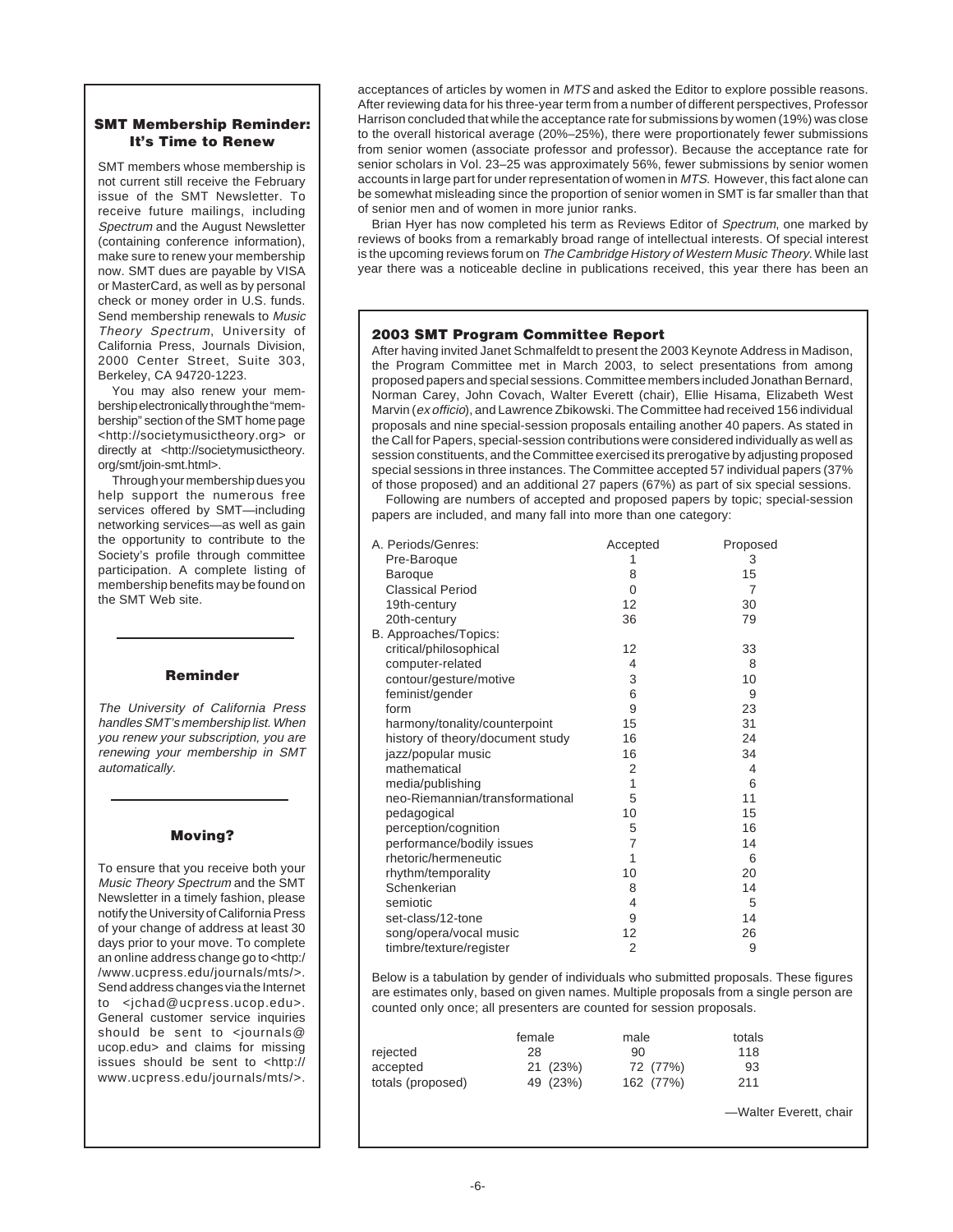### SMT Membership Reminder: It's Time to Renew

SMT members whose membership is not current still receive the February issue of the SMT Newsletter. To receive future mailings, including *Spectrum* and the August Newsletter (containing conference information), make sure to renew your membership now. SMT dues are payable by VISA or MasterCard, as well as by personal check or money order in U.S. funds. Send membership renewals to *Music Theory Spectrum*, University of California Press, Journals Division, 2000 Center Street, Suite 303, Berkeley, CA 94720-1223.

You may also renew your membership electronically through the "membership" section of the SMT home page <http://societymusictheory.org> or directly at <http://societymusictheory.org/smt/join-smt.html>.

Through your membership dues you help support the numerous free services offered by SMT—including networking services—as well as gain the opportunity to contribute to the Society's profile through committee participation. A complete listing of membership benefits may be found on the SMT Web site.

### Reminder

*The University of California Press handles SMT's membership list. When you renew your subscription, you are renewing your membership in SMT automatically.*

### Moving?

To ensure that you receive both your *Music Theory Spectrum* and the SMT Newsletter in a timely fashion, please notify the University of California Press of your change of address at least 30 days prior to your move. To complete an online address change go to <http://www.ucpress.edu/journals/mts/>. Send address changes via the Internet to <jchad@ucpress.ucop.edu>. General customer service inquiries should be sent to <journals@ucop.edu> and claims for missing issues should be sent to <http://www.ucpress.edu/journals/mts/>.

acceptances of articles by women in *MTS* and asked the Editor to explore possible reasons. After reviewing data for his three-year term from a number of different perspectives, Professor Harrison concluded that while the acceptance rate for submissions by women (19%) was close to the overall historical average (20%–25%), there were proportionately fewer submissions from senior women (associate professor and professor). Because the acceptance rate for senior scholars in Vol. 23–25 was approximately 56%, fewer submissions by senior women accounts in large part for under representation of women in *MTS.* However, this fact alone can be somewhat misleading since the proportion of senior women in SMT is far smaller than that of senior men and of women in more junior ranks.

Brian Hyer has now completed his term as Reviews Editor of *Spectrum*, one marked by reviews of books from a remarkably broad range of intellectual interests. Of special interest is the upcoming reviews forum on *The Cambridge History of Western Music Theory.* While last year there was a noticeable decline in publications received, this year there has been an

### 2003 SMT Program Committee Report

After having invited Janet Schmalfeldt to present the 2003 Keynote Address in Madison, the Program Committee met in March 2003, to select presentations from among proposed papers and special sessions. Committee members included Jonathan Bernard, Norman Carey, John Covach, Walter Everett (chair), Ellie Hisama, Elizabeth West Marvin (*ex officio*), and Lawrence Zbikowski. The Committee had received 156 individual proposals and nine special-session proposals entailing another 40 papers. As stated in the Call for Papers, special-session contributions were considered individually as well as session constituents, and the Committee exercised its prerogative by adjusting proposed special sessions in three instances. The Committee accepted 57 individual papers (37% of those proposed) and an additional 27 papers (67%) as part of six special sessions.

Following are numbers of accepted and proposed papers by topic; special-session papers are included, and many fall into more than one category:

| | Accepted | Proposed |
|---|---|---|
| A. Periods/Genres: | | |
| Pre-Baroque | 1 | 3 |
| Baroque | 8 | 15 |
| Classical Period | 0 | 7 |
| 19th-century | 12 | 30 |
| 20th-century | 36 | 79 |
| B. Approaches/Topics: | | |
| critical/philosophical | 12 | 33 |
| computer-related | 4 | 8 |
| contour/gesture/motive | 3 | 10 |
| feminist/gender | 6 | 9 |
| form | 9 | 23 |
| harmony/tonality/counterpoint | 15 | 31 |
| history of theory/document study | 16 | 24 |
| jazz/popular music | 16 | 34 |
| mathematical | 2 | 4 |
| media/publishing | 1 | 6 |
| neo-Riemannian/transformational | 5 | 11 |
| pedagogical | 10 | 15 |
| perception/cognition | 5 | 16 |
| performance/bodily issues | 7 | 14 |
| rhetoric/hermeneutic | 1 | 6 |
| rhythm/temporality | 10 | 20 |
| Schenkerian | 8 | 14 |
| semiotic | 4 | 5 |
| set-class/12-tone | 9 | 14 |
| song/opera/vocal music | 12 | 26 |
| timbre/texture/register | 2 | 9 |

Below is a tabulation by gender of individuals who submitted proposals. These figures are estimates only, based on given names. Multiple proposals from a single person are counted only once; all presenters are counted for session proposals.

| | female | male | totals |
|---|---|---|---|
| rejected | 28 | 90 | 118 |
| accepted | 21 (23%) | 72 (77%) | 93 |
| totals (proposed) | 49 (23%) | 162 (77%) | 211 |

—Walter Everett, chair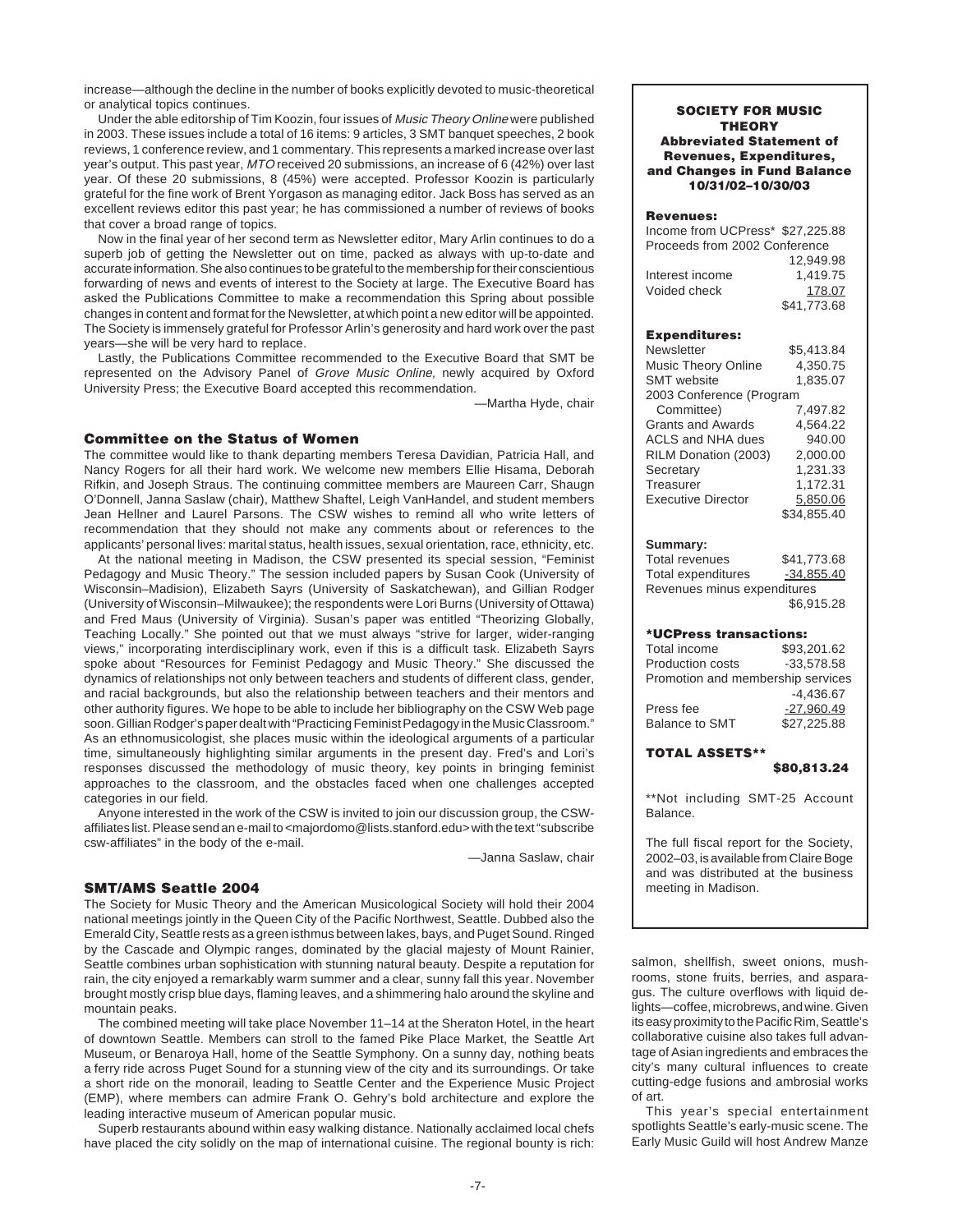increase—although the decline in the number of books explicitly devoted to music-theoretical or analytical topics continues.

Under the able editorship of Tim Koozin, four issues of *Music Theory Online* were published in 2003. These issues include a total of 16 items: 9 articles, 3 SMT banquet speeches, 2 book reviews, 1 conference review, and 1 commentary. This represents a marked increase over last year's output. This past year, *MTO* received 20 submissions, an increase of 6 (42%) over last year. Of these 20 submissions, 8 (45%) were accepted. Professor Koozin is particularly grateful for the fine work of Brent Yorgason as managing editor. Jack Boss has served as an excellent reviews editor this past year; he has commissioned a number of reviews of books that cover a broad range of topics.

Now in the final year of her second term as Newsletter editor, Mary Arlin continues to do a superb job of getting the Newsletter out on time, packed as always with up-to-date and accurate information. She also continues to be grateful to the membership for their conscientious forwarding of news and events of interest to the Society at large. The Executive Board has asked the Publications Committee to make a recommendation this Spring about possible changes in content and format for the Newsletter, at which point a new editor will be appointed. The Society is immensely grateful for Professor Arlin's generosity and hard work over the past years—she will be very hard to replace.

Lastly, the Publications Committee recommended to the Executive Board that SMT be represented on the Advisory Panel of *Grove Music Online,* newly acquired by Oxford University Press; the Executive Board accepted this recommendation.

—Martha Hyde, chair

### Committee on the Status of Women

The committee would like to thank departing members Teresa Davidian, Patricia Hall, and Nancy Rogers for all their hard work. We welcome new members Ellie Hisama, Deborah Rifkin, and Joseph Straus. The continuing committee members are Maureen Carr, Shaugn O'Donnell, Janna Saslaw (chair), Matthew Shaftel, Leigh VanHandel, and student members Jean Hellner and Laurel Parsons. The CSW wishes to remind all who write letters of recommendation that they should not make any comments about or references to the applicants' personal lives: marital status, health issues, sexual orientation, race, ethnicity, etc.

At the national meeting in Madison, the CSW presented its special session, "Feminist Pedagogy and Music Theory." The session included papers by Susan Cook (University of Wisconsin–Madison), Elizabeth Sayrs (University of Saskatchewan), and Gillian Rodger (University of Wisconsin–Milwaukee); the respondents were Lori Burns (University of Ottawa) and Fred Maus (University of Virginia). Susan's paper was entitled "Theorizing Globally, Teaching Locally." She pointed out that we must always "strive for larger, wider-ranging views," incorporating interdisciplinary work, even if this is a difficult task. Elizabeth Sayrs spoke about "Resources for Feminist Pedagogy and Music Theory." She discussed the dynamics of relationships not only between teachers and students of different class, gender, and racial backgrounds, but also the relationship between teachers and their mentors and other authority figures. We hope to be able to include her bibliography on the CSW Web page soon. Gillian Rodger's paper dealt with "Practicing Feminist Pedagogy in the Music Classroom." As an ethnomusicologist, she places music within the ideological arguments of a particular time, simultaneously highlighting similar arguments in the present day. Fred's and Lori's responses discussed the methodology of music theory, key points in bringing feminist approaches to the classroom, and the obstacles faced when one challenges accepted categories in our field.

Anyone interested in the work of the CSW is invited to join our discussion group, the CSW-affiliates list. Please send an e-mail to <majordomo@lists.stanford.edu> with the text "subscribe csw-affiliates" in the body of the e-mail.

—Janna Saslaw, chair

### SMT/AMS Seattle 2004

The Society for Music Theory and the American Musicological Society will hold their 2004 national meetings jointly in the Queen City of the Pacific Northwest, Seattle. Dubbed also the Emerald City, Seattle rests as a green isthmus between lakes, bays, and Puget Sound. Ringed by the Cascade and Olympic ranges, dominated by the glacial majesty of Mount Rainier, Seattle combines urban sophistication with stunning natural beauty. Despite a reputation for rain, the city enjoyed a remarkably warm summer and a clear, sunny fall this year. November brought mostly crisp blue days, flaming leaves, and a shimmering halo around the skyline and mountain peaks.

The combined meeting will take place November 11–14 at the Sheraton Hotel, in the heart of downtown Seattle. Members can stroll to the famed Pike Place Market, the Seattle Art Museum, or Benaroya Hall, home of the Seattle Symphony. On a sunny day, nothing beats a ferry ride across Puget Sound for a stunning view of the city and its surroundings. Or take a short ride on the monorail, leading to Seattle Center and the Experience Music Project (EMP), where members can admire Frank O. Gehry's bold architecture and explore the leading interactive museum of American popular music.

Superb restaurants abound within easy walking distance. Nationally acclaimed local chefs have placed the city solidly on the map of international cuisine. The regional bounty is rich: salmon, shellfish, sweet onions, mushrooms, stone fruits, berries, and asparagus. The culture overflows with liquid delights—coffee, microbrews, and wine. Given its easy proximity to the Pacific Rim, Seattle's collaborative cuisine also takes full advantage of Asian ingredients and embraces the city's many cultural influences to create cutting-edge fusions and ambrosial works of art.

This year's special entertainment spotlights Seattle's early-music scene. The Early Music Guild will host Andrew Manze

---

**SOCIETY FOR MUSIC THEORY**
**Abbreviated Statement of Revenues, Expenditures, and Changes in Fund Balance 10/31/02–10/30/03**

**Revenues:**

| | |
|---|---|
| Income from UCPress* | $27,225.88 |
| Proceeds from 2002 Conference | 12,949.98 |
| Interest income | 1,419.75 |
| Voided check | 178.07 |
| | $41,773.68 |

**Expenditures:**

| | |
|---|---|
| Newsletter | $5,413.84 |
| Music Theory Online | 4,350.75 |
| SMT website | 1,835.07 |
| 2003 Conference (Program Committee) | 7,497.82 |
| Grants and Awards | 4,564.22 |
| ACLS and NHA dues | 940.00 |
| RILM Donation (2003) | 2,000.00 |
| Secretary | 1,231.33 |
| Treasurer | 1,172.31 |
| Executive Director | 5,850.06 |
| | $34,855.40 |

**Summary:**

| | |
|---|---|
| Total revenues | $41,773.68 |
| Total expenditures | -34,855.40 |
| Revenues minus expenditures | $6,915.28 |

**\*UCPress transactions:**

| | |
|---|---|
| Total income | $93,201.62 |
| Production costs | -33,578.58 |
| Promotion and membership services | -4,436.67 |
| Press fee | -27,960.49 |
| Balance to SMT | $27,225.88 |

**TOTAL ASSETS\*\*** **$80,813.24**

\*\*Not including SMT-25 Account Balance.

The full fiscal report for the Society, 2002–03, is available from Claire Boge and was distributed at the business meeting in Madison.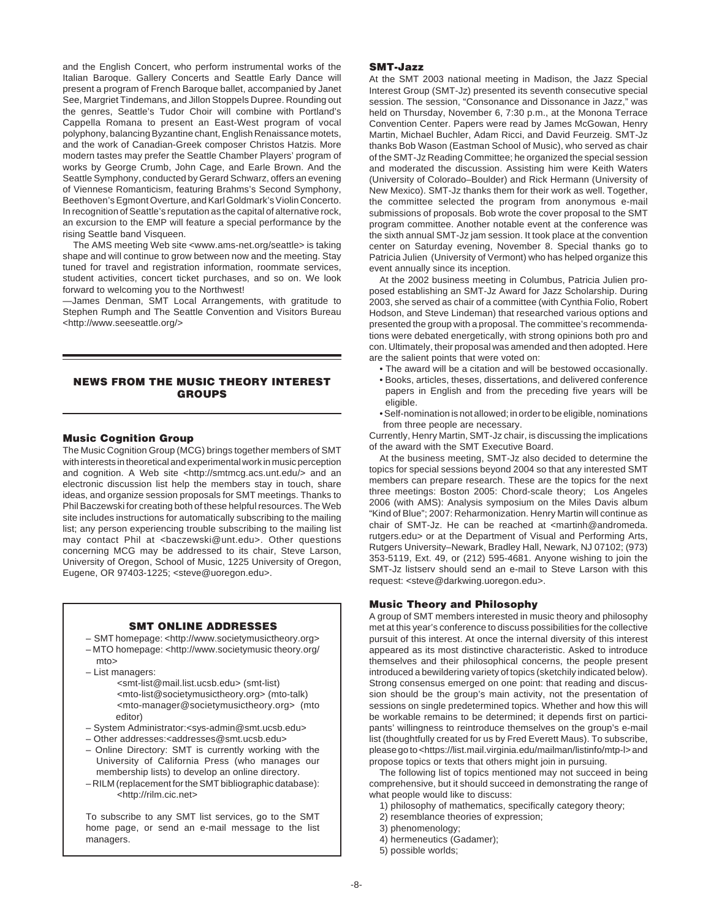and the English Concert, who perform instrumental works of the Italian Baroque. Gallery Concerts and Seattle Early Dance will present a program of French Baroque ballet, accompanied by Janet See, Margriet Tindemans, and Jillon Stoppels Dupree. Rounding out the genres, Seattle's Tudor Choir will combine with Portland's Cappella Romana to present an East-West program of vocal polyphony, balancing Byzantine chant, English Renaissance motets, and the work of Canadian-Greek composer Christos Hatzis. More modern tastes may prefer the Seattle Chamber Players' program of works by George Crumb, John Cage, and Earle Brown. And the Seattle Symphony, conducted by Gerard Schwarz, offers an evening of Viennese Romanticism, featuring Brahms's Second Symphony, Beethoven's Egmont Overture, and Karl Goldmark's Violin Concerto. In recognition of Seattle's reputation as the capital of alternative rock, an excursion to the EMP will feature a special performance by the rising Seattle band Visqueen.

The AMS meeting Web site <www.ams-net.org/seattle> is taking shape and will continue to grow between now and the meeting. Stay tuned for travel and registration information, roommate services, student activities, concert ticket purchases, and so on. We look forward to welcoming you to the Northwest!

—James Denman, SMT Local Arrangements, with gratitude to Stephen Rumph and The Seattle Convention and Visitors Bureau <http://www.seeseattle.org/>

## NEWS FROM THE MUSIC THEORY INTEREST GROUPS

### Music Cognition Group

The Music Cognition Group (MCG) brings together members of SMT with interests in theoretical and experimental work in music perception and cognition. A Web site <http://smtmcg.acs.unt.edu/> and an electronic discussion list help the members stay in touch, share ideas, and organize session proposals for SMT meetings. Thanks to Phil Baczewski for creating both of these helpful resources. The Web site includes instructions for automatically subscribing to the mailing list; any person experiencing trouble subscribing to the mailing list may contact Phil at <baczewski@unt.edu>. Other questions concerning MCG may be addressed to its chair, Steve Larson, University of Oregon, School of Music, 1225 University of Oregon, Eugene, OR 97403-1225; <steve@uoregon.edu>.

### SMT ONLINE ADDRESSES

– SMT homepage: <http://www.societymusictheory.org>
– MTO homepage: <http://www.societymusic theory.org/mto>
– List managers:
    <smt-list@mail.list.ucsb.edu> (smt-list)
    <mto-list@societymusictheory.org> (mto-talk)
    <mto-manager@societymusictheory.org> (mto editor)
– System Administrator:<sys-admin@smt.ucsb.edu>
– Other addresses:<addresses@smt.ucsb.edu>
– Online Directory: SMT is currently working with the University of California Press (who manages our membership lists) to develop an online directory.
– RILM (replacement for the SMT bibliographic database): <http://rilm.cic.net>

To subscribe to any SMT list services, go to the SMT home page, or send an e-mail message to the list managers.

### SMT-Jazz

At the SMT 2003 national meeting in Madison, the Jazz Special Interest Group (SMT-Jz) presented its seventh consecutive special session. The session, "Consonance and Dissonance in Jazz," was held on Thursday, November 6, 7:30 p.m., at the Monona Terrace Convention Center. Papers were read by James McGowan, Henry Martin, Michael Buchler, Adam Ricci, and David Feurzeig. SMT-Jz thanks Bob Wason (Eastman School of Music), who served as chair of the SMT-Jz Reading Committee; he organized the special session and moderated the discussion. Assisting him were Keith Waters (University of Colorado–Boulder) and Rick Hermann (University of New Mexico). SMT-Jz thanks them for their work as well. Together, the committee selected the program from anonymous e-mail submissions of proposals. Bob wrote the cover proposal to the SMT program committee. Another notable event at the conference was the sixth annual SMT-Jz jam session. It took place at the convention center on Saturday evening, November 8. Special thanks go to Patricia Julien (University of Vermont) who has helped organize this event annually since its inception.

At the 2002 business meeting in Columbus, Patricia Julien proposed establishing an SMT-Jz Award for Jazz Scholarship. During 2003, she served as chair of a committee (with Cynthia Folio, Robert Hodson, and Steve Lindeman) that researched various options and presented the group with a proposal. The committee's recommendations were debated energetically, with strong opinions both pro and con. Ultimately, their proposal was amended and then adopted. Here are the salient points that were voted on:

- The award will be a citation and will be bestowed occasionally.
- Books, articles, theses, dissertations, and delivered conference papers in English and from the preceding five years will be eligible.
- Self-nomination is not allowed; in order to be eligible, nominations from three people are necessary.

Currently, Henry Martin, SMT-Jz chair, is discussing the implications of the award with the SMT Executive Board.

At the business meeting, SMT-Jz also decided to determine the topics for special sessions beyond 2004 so that any interested SMT members can prepare research. These are the topics for the next three meetings: Boston 2005: Chord-scale theory; Los Angeles 2006 (with AMS): Analysis symposium on the Miles Davis album "Kind of Blue"; 2007: Reharmonization. Henry Martin will continue as chair of SMT-Jz. He can be reached at <martinh@andromeda.rutgers.edu> or at the Department of Visual and Performing Arts, Rutgers University–Newark, Bradley Hall, Newark, NJ 07102; (973) 353-5119, Ext. 49, or (212) 595-4681. Anyone wishing to join the SMT-Jz listserv should send an e-mail to Steve Larson with this request: <steve@darkwing.uoregon.edu>.

### Music Theory and Philosophy

A group of SMT members interested in music theory and philosophy met at this year's conference to discuss possibilities for the collective pursuit of this interest. At once the internal diversity of this interest appeared as its most distinctive characteristic. Asked to introduce themselves and their philosophical concerns, the people present introduced a bewildering variety of topics (sketchily indicated below). Strong consensus emerged on one point: that reading and discussion should be the group's main activity, not the presentation of sessions on single predetermined topics. Whether and how this will be workable remains to be determined; it depends first on participants' willingness to reintroduce themselves on the group's e-mail list (thoughtfully created for us by Fred Everett Maus). To subscribe, please go to <https://list.mail.virginia.edu/mailman/listinfo/mtp-l> and propose topics or texts that others might join in pursuing.

The following list of topics mentioned may not succeed in being comprehensive, but it should succeed in demonstrating the range of what people would like to discuss:

1) philosophy of mathematics, specifically category theory;
2) resemblance theories of expression;
3) phenomenology;
4) hermeneutics (Gadamer);
5) possible worlds;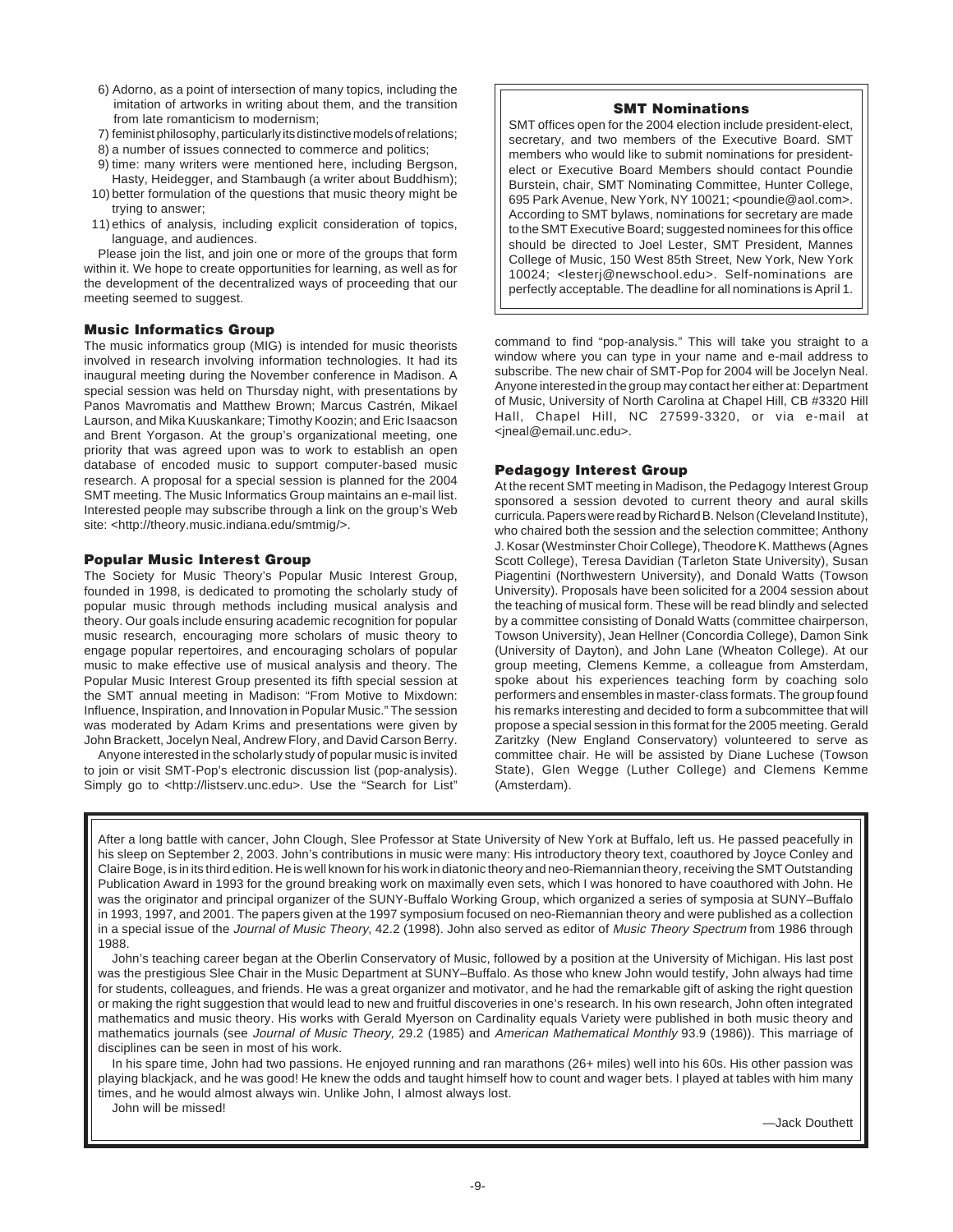6) Adorno, as a point of intersection of many topics, including the imitation of artworks in writing about them, and the transition from late romanticism to modernism;
7) feminist philosophy, particularly its distinctive models of relations;
8) a number of issues connected to commerce and politics;
9) time: many writers were mentioned here, including Bergson, Hasty, Heidegger, and Stambaugh (a writer about Buddhism);
10) better formulation of the questions that music theory might be trying to answer;
11) ethics of analysis, including explicit consideration of topics, language, and audiences.

Please join the list, and join one or more of the groups that form within it. We hope to create opportunities for learning, as well as for the development of the decentralized ways of proceeding that our meeting seemed to suggest.

### Music Informatics Group

The music informatics group (MIG) is intended for music theorists involved in research involving information technologies. It had its inaugural meeting during the November conference in Madison. A special session was held on Thursday night, with presentations by Panos Mavromatis and Matthew Brown; Marcus Castrén, Mikael Laurson, and Mika Kuuskankare; Timothy Koozin; and Eric Isaacson and Brent Yorgason. At the group's organizational meeting, one priority that was agreed upon was to work to establish an open database of encoded music to support computer-based music research. A proposal for a special session is planned for the 2004 SMT meeting. The Music Informatics Group maintains an e-mail list. Interested people may subscribe through a link on the group's Web site: <http://theory.music.indiana.edu/smtmig/>.

### Popular Music Interest Group

The Society for Music Theory's Popular Music Interest Group, founded in 1998, is dedicated to promoting the scholarly study of popular music through methods including musical analysis and theory. Our goals include ensuring academic recognition for popular music research, encouraging more scholars of music theory to engage popular repertoires, and encouraging scholars of popular music to make effective use of musical analysis and theory. The Popular Music Interest Group presented its fifth special session at the SMT annual meeting in Madison: "From Motive to Mixdown: Influence, Inspiration, and Innovation in Popular Music." The session was moderated by Adam Krims and presentations were given by John Brackett, Jocelyn Neal, Andrew Flory, and David Carson Berry.

Anyone interested in the scholarly study of popular music is invited to join or visit SMT-Pop's electronic discussion list (pop-analysis). Simply go to <http://listserv.unc.edu>. Use the "Search for List" command to find "pop-analysis." This will take you straight to a window where you can type in your name and e-mail address to subscribe. The new chair of SMT-Pop for 2004 will be Jocelyn Neal. Anyone interested in the group may contact her either at: Department of Music, University of North Carolina at Chapel Hill, CB #3320 Hill Hall, Chapel Hill, NC 27599-3320, or via e-mail at <jneal@email.unc.edu>.

### SMT Nominations

SMT offices open for the 2004 election include president-elect, secretary, and two members of the Executive Board. SMT members who would like to submit nominations for president-elect or Executive Board Members should contact Poundie Burstein, chair, SMT Nominating Committee, Hunter College, 695 Park Avenue, New York, NY 10021; <poundie@aol.com>. According to SMT bylaws, nominations for secretary are made to the SMT Executive Board; suggested nominees for this office should be directed to Joel Lester, SMT President, Mannes College of Music, 150 West 85th Street, New York, New York 10024; <lesterj@newschool.edu>. Self-nominations are perfectly acceptable. The deadline for all nominations is April 1.

### Pedagogy Interest Group

At the recent SMT meeting in Madison, the Pedagogy Interest Group sponsored a session devoted to current theory and aural skills curricula. Papers were read by Richard B. Nelson (Cleveland Institute), who chaired both the session and the selection committee; Anthony J. Kosar (Westminster Choir College), Theodore K. Matthews (Agnes Scott College), Teresa Davidian (Tarleton State University), Susan Piagentini (Northwestern University), and Donald Watts (Towson University). Proposals have been solicited for a 2004 session about the teaching of musical form. These will be read blindly and selected by a committee consisting of Donald Watts (committee chairperson, Towson University), Jean Hellner (Concordia College), Damon Sink (University of Dayton), and John Lane (Wheaton College). At our group meeting, Clemens Kemme, a colleague from Amsterdam, spoke about his experiences teaching form by coaching solo performers and ensembles in master-class formats. The group found his remarks interesting and decided to form a subcommittee that will propose a special session in this format for the 2005 meeting. Gerald Zaritzky (New England Conservatory) volunteered to serve as committee chair. He will be assisted by Diane Luchese (Towson State), Glen Wegge (Luther College) and Clemens Kemme (Amsterdam).

---

After a long battle with cancer, John Clough, Slee Professor at State University of New York at Buffalo, left us. He passed peacefully in his sleep on September 2, 2003. John's contributions in music were many: His introductory theory text, coauthored by Joyce Conley and Claire Boge, is in its third edition. He is well known for his work in diatonic theory and neo-Riemannian theory, receiving the SMT Outstanding Publication Award in 1993 for the ground breaking work on maximally even sets, which I was honored to have coauthored with John. He was the originator and principal organizer of the SUNY-Buffalo Working Group, which organized a series of symposia at SUNY–Buffalo in 1993, 1997, and 2001. The papers given at the 1997 symposium focused on neo-Riemannian theory and were published as a collection in a special issue of the *Journal of Music Theory*, 42.2 (1998). John also served as editor of *Music Theory Spectrum* from 1986 through 1988.

John's teaching career began at the Oberlin Conservatory of Music, followed by a position at the University of Michigan. His last post was the prestigious Slee Chair in the Music Department at SUNY–Buffalo. As those who knew John would testify, John always had time for students, colleagues, and friends. He was a great organizer and motivator, and he had the remarkable gift of asking the right question or making the right suggestion that would lead to new and fruitful discoveries in one's research. In his own research, John often integrated mathematics and music theory. His works with Gerald Myerson on Cardinality equals Variety were published in both music theory and mathematics journals (see *Journal of Music Theory,* 29.2 (1985) and *American Mathematical Monthly* 93.9 (1986)). This marriage of disciplines can be seen in most of his work.

In his spare time, John had two passions. He enjoyed running and ran marathons (26+ miles) well into his 60s. His other passion was playing blackjack, and he was good! He knew the odds and taught himself how to count and wager bets. I played at tables with him many times, and he would almost always win. Unlike John, I almost always lost.

John will be missed!

—Jack Douthett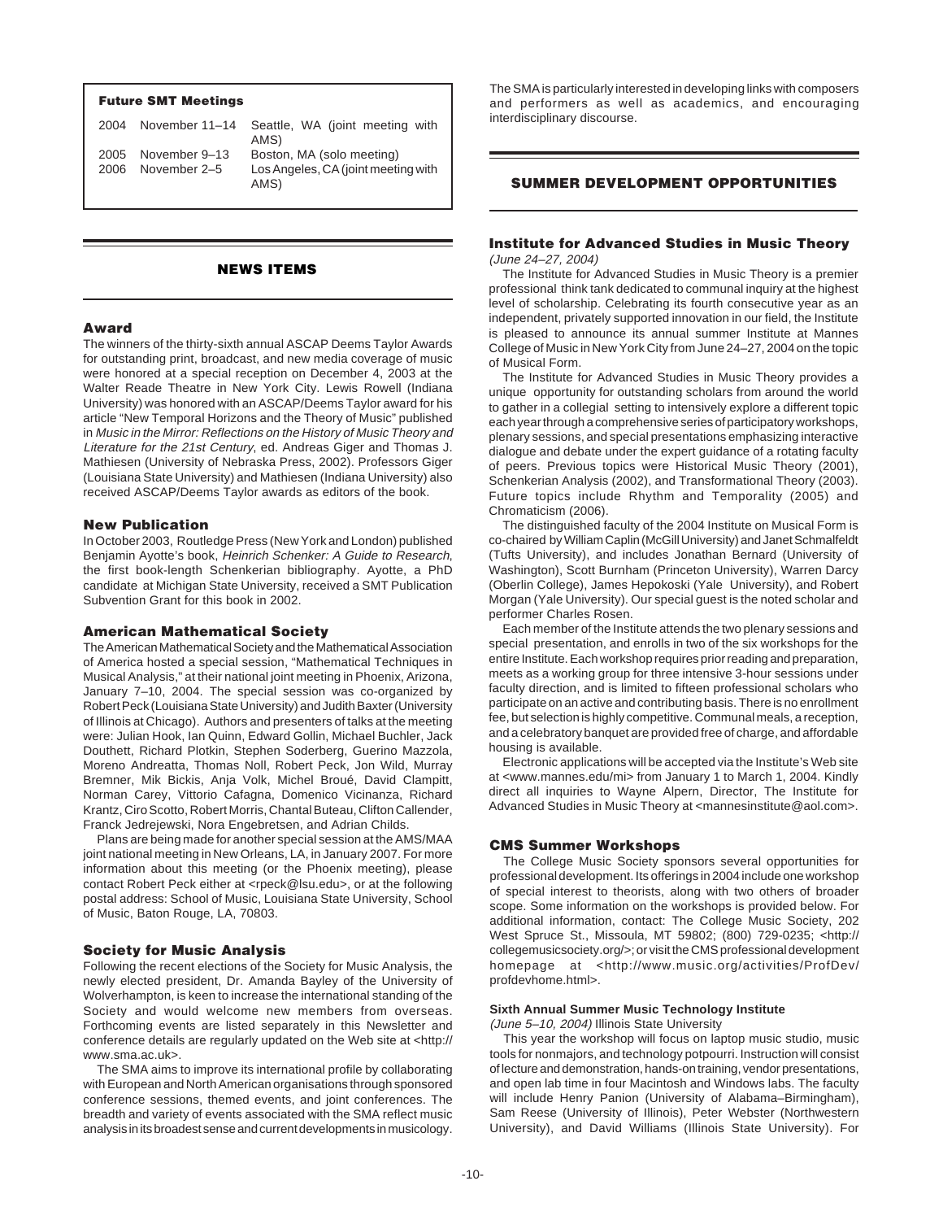**Future SMT Meetings**

| | | |
|---|---|---|
| 2004 | November 11–14 | Seattle, WA (joint meeting with AMS) |
| 2005 | November 9–13 | Boston, MA (solo meeting) |
| 2006 | November 2–5 | Los Angeles, CA (joint meeting with AMS) |

## NEWS ITEMS

### Award

The winners of the thirty-sixth annual ASCAP Deems Taylor Awards for outstanding print, broadcast, and new media coverage of music were honored at a special reception on December 4, 2003 at the Walter Reade Theatre in New York City. Lewis Rowell (Indiana University) was honored with an ASCAP/Deems Taylor award for his article "New Temporal Horizons and the Theory of Music" published in *Music in the Mirror: Reflections on the History of Music Theory and Literature for the 21st Century*, ed. Andreas Giger and Thomas J. Mathiesen (University of Nebraska Press, 2002). Professors Giger (Louisiana State University) and Mathiesen (Indiana University) also received ASCAP/Deems Taylor awards as editors of the book.

### New Publication

In October 2003, Routledge Press (New York and London) published Benjamin Ayotte's book, *Heinrich Schenker: A Guide to Research*, the first book-length Schenkerian bibliography. Ayotte, a PhD candidate at Michigan State University, received a SMT Publication Subvention Grant for this book in 2002.

### American Mathematical Society

The American Mathematical Society and the Mathematical Association of America hosted a special session, "Mathematical Techniques in Musical Analysis," at their national joint meeting in Phoenix, Arizona, January 7–10, 2004. The special session was co-organized by Robert Peck (Louisiana State University) and Judith Baxter (University of Illinois at Chicago). Authors and presenters of talks at the meeting were: Julian Hook, Ian Quinn, Edward Gollin, Michael Buchler, Jack Douthett, Richard Plotkin, Stephen Soderberg, Guerino Mazzola, Moreno Andreatta, Thomas Noll, Robert Peck, Jon Wild, Murray Bremner, Mik Bickis, Anja Volk, Michel Broué, David Clampitt, Norman Carey, Vittorio Cafagna, Domenico Vicinanza, Richard Krantz, Ciro Scotto, Robert Morris, Chantal Buteau, Clifton Callender, Franck Jedrejewski, Nora Engebretsen, and Adrian Childs.

Plans are being made for another special session at the AMS/MAA joint national meeting in New Orleans, LA, in January 2007. For more information about this meeting (or the Phoenix meeting), please contact Robert Peck either at <rpeck@lsu.edu>, or at the following postal address: School of Music, Louisiana State University, School of Music, Baton Rouge, LA, 70803.

### Society for Music Analysis

Following the recent elections of the Society for Music Analysis, the newly elected president, Dr. Amanda Bayley of the University of Wolverhampton, is keen to increase the international standing of the Society and would welcome new members from overseas. Forthcoming events are listed separately in this Newsletter and conference details are regularly updated on the Web site at <http://www.sma.ac.uk>.

The SMA aims to improve its international profile by collaborating with European and North American organisations through sponsored conference sessions, themed events, and joint conferences. The breadth and variety of events associated with the SMA reflect music analysis in its broadest sense and current developments in musicology. The SMA is particularly interested in developing links with composers and performers as well as academics, and encouraging interdisciplinary discourse.

## SUMMER DEVELOPMENT OPPORTUNITIES

### Institute for Advanced Studies in Music Theory

*(June 24–27, 2004)*

The Institute for Advanced Studies in Music Theory is a premier professional think tank dedicated to communal inquiry at the highest level of scholarship. Celebrating its fourth consecutive year as an independent, privately supported innovation in our field, the Institute is pleased to announce its annual summer Institute at Mannes College of Music in New York City from June 24–27, 2004 on the topic of Musical Form.

The Institute for Advanced Studies in Music Theory provides a unique opportunity for outstanding scholars from around the world to gather in a collegial setting to intensively explore a different topic each year through a comprehensive series of participatory workshops, plenary sessions, and special presentations emphasizing interactive dialogue and debate under the expert guidance of a rotating faculty of peers. Previous topics were Historical Music Theory (2001), Schenkerian Analysis (2002), and Transformational Theory (2003). Future topics include Rhythm and Temporality (2005) and Chromaticism (2006).

The distinguished faculty of the 2004 Institute on Musical Form is co-chaired by William Caplin (McGill University) and Janet Schmalfeldt (Tufts University), and includes Jonathan Bernard (University of Washington), Scott Burnham (Princeton University), Warren Darcy (Oberlin College), James Hepokoski (Yale University), and Robert Morgan (Yale University). Our special guest is the noted scholar and performer Charles Rosen.

Each member of the Institute attends the two plenary sessions and special presentation, and enrolls in two of the six workshops for the entire Institute. Each workshop requires prior reading and preparation, meets as a working group for three intensive 3-hour sessions under faculty direction, and is limited to fifteen professional scholars who participate on an active and contributing basis. There is no enrollment fee, but selection is highly competitive. Communal meals, a reception, and a celebratory banquet are provided free of charge, and affordable housing is available.

Electronic applications will be accepted via the Institute's Web site at <www.mannes.edu/mi> from January 1 to March 1, 2004. Kindly direct all inquiries to Wayne Alpern, Director, The Institute for Advanced Studies in Music Theory at <mannesinstitute@aol.com>.

### CMS Summer Workshops

The College Music Society sponsors several opportunities for professional development. Its offerings in 2004 include one workshop of special interest to theorists, along with two others of broader scope. Some information on the workshops is provided below. For additional information, contact: The College Music Society, 202 West Spruce St., Missoula, MT 59802; (800) 729-0235; <http://collegemusicsociety.org/>; or visit the CMS professional development homepage at <http://www.music.org/activities/ProfDev/profdevhome.html>.

#### Sixth Annual Summer Music Technology Institute

*(June 5–10, 2004)* Illinois State University

This year the workshop will focus on laptop music studio, music tools for nonmajors, and technology potpourri. Instruction will consist of lecture and demonstration, hands-on training, vendor presentations, and open lab time in four Macintosh and Windows labs. The faculty will include Henry Panion (University of Alabama–Birmingham), Sam Reese (University of Illinois), Peter Webster (Northwestern University), and David Williams (Illinois State University). For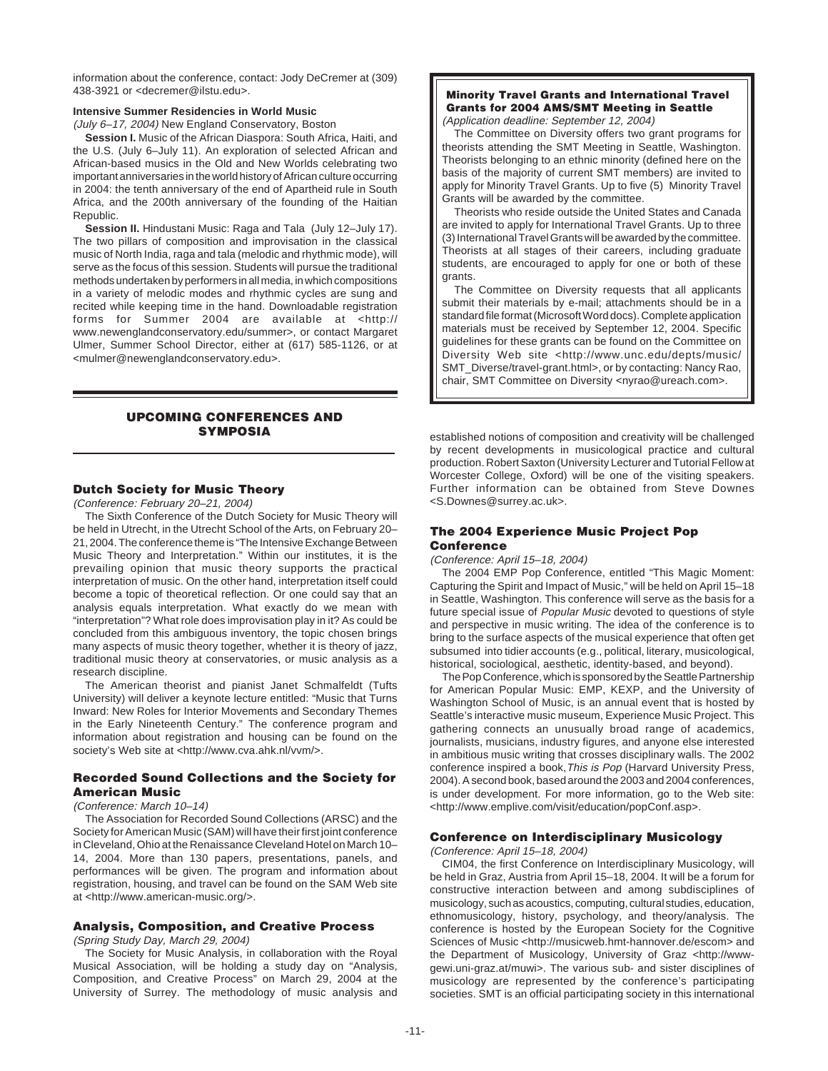information about the conference, contact: Jody DeCremer at (309) 438-3921 or <decremer@ilstu.edu>.

**Intensive Summer Residencies in World Music**

*(July 6–17, 2004)* New England Conservatory, Boston

**Session I.** Music of the African Diaspora: South Africa, Haiti, and the U.S. (July 6–July 11). An exploration of selected African and African-based musics in the Old and New Worlds celebrating two important anniversaries in the world history of African culture occurring in 2004: the tenth anniversary of the end of Apartheid rule in South Africa, and the 200th anniversary of the founding of the Haitian Republic.

**Session II.** Hindustani Music: Raga and Tala (July 12–July 17). The two pillars of composition and improvisation in the classical music of North India, raga and tala (melodic and rhythmic mode), will serve as the focus of this session. Students will pursue the traditional methods undertaken by performers in all media, in which compositions in a variety of melodic modes and rhythmic cycles are sung and recited while keeping time in the hand. Downloadable registration forms for Summer 2004 are available at <http://www.newenglandconservatory.edu/summer>, or contact Margaret Ulmer, Summer School Director, either at (617) 585-1126, or at <mulmer@newenglandconservatory.edu>.

## UPCOMING CONFERENCES AND SYMPOSIA

### Dutch Society for Music Theory

*(Conference: February 20–21, 2004)*

The Sixth Conference of the Dutch Society for Music Theory will be held in Utrecht, in the Utrecht School of the Arts, on February 20–21, 2004. The conference theme is "The Intensive Exchange Between Music Theory and Interpretation." Within our institutes, it is the prevailing opinion that music theory supports the practical interpretation of music. On the other hand, interpretation itself could become a topic of theoretical reflection. Or one could say that an analysis equals interpretation. What exactly do we mean with "interpretation"? What role does improvisation play in it? As could be concluded from this ambiguous inventory, the topic chosen brings many aspects of music theory together, whether it is theory of jazz, traditional music theory at conservatories, or music analysis as a research discipline.

The American theorist and pianist Janet Schmalfeldt (Tufts University) will deliver a keynote lecture entitled: "Music that Turns Inward: New Roles for Interior Movements and Secondary Themes in the Early Nineteenth Century." The conference program and information about registration and housing can be found on the society's Web site at <http://www.cva.ahk.nl/vvm/>.

### Recorded Sound Collections and the Society for American Music

*(Conference: March 10–14)*

The Association for Recorded Sound Collections (ARSC) and the Society for American Music (SAM) will have their first joint conference in Cleveland, Ohio at the Renaissance Cleveland Hotel on March 10–14, 2004. More than 130 papers, presentations, panels, and performances will be given. The program and information about registration, housing, and travel can be found on the SAM Web site at <http://www.american-music.org/>.

### Analysis, Composition, and Creative Process

*(Spring Study Day, March 29, 2004)*

The Society for Music Analysis, in collaboration with the Royal Musical Association, will be holding a study day on "Analysis, Composition, and Creative Process" on March 29, 2004 at the University of Surrey. The methodology of music analysis and established notions of composition and creativity will be challenged by recent developments in musicological practice and cultural production. Robert Saxton (University Lecturer and Tutorial Fellow at Worcester College, Oxford) will be one of the visiting speakers. Further information can be obtained from Steve Downes <S.Downes@surrey.ac.uk>.

### The 2004 Experience Music Project Pop Conference

*(Conference: April 15–18, 2004)*

The 2004 EMP Pop Conference, entitled "This Magic Moment: Capturing the Spirit and Impact of Music," will be held on April 15–18 in Seattle, Washington. This conference will serve as the basis for a future special issue of *Popular Music* devoted to questions of style and perspective in music writing. The idea of the conference is to bring to the surface aspects of the musical experience that often get subsumed into tidier accounts (e.g., political, literary, musicological, historical, sociological, aesthetic, identity-based, and beyond).

The Pop Conference, which is sponsored by the Seattle Partnership for American Popular Music: EMP, KEXP, and the University of Washington School of Music, is an annual event that is hosted by Seattle's interactive music museum, Experience Music Project. This gathering connects an unusually broad range of academics, journalists, musicians, industry figures, and anyone else interested in ambitious music writing that crosses disciplinary walls. The 2002 conference inspired a book, *This is Pop* (Harvard University Press, 2004). A second book, based around the 2003 and 2004 conferences, is under development. For more information, go to the Web site: <http://www.emplive.com/visit/education/popConf.asp>.

### Conference on Interdisciplinary Musicology

*(Conference: April 15–18, 2004)*

CIM04, the first Conference on Interdisciplinary Musicology, will be held in Graz, Austria from April 15–18, 2004. It will be a forum for constructive interaction between and among subdisciplines of musicology, such as acoustics, computing, cultural studies, education, ethnomusicology, history, psychology, and theory/analysis. The conference is hosted by the European Society for the Cognitive Sciences of Music <http://musicweb.hmt-hannover.de/escom> and the Department of Musicology, University of Graz <http://www-gewi.uni-graz.at/muwi>. The various sub- and sister disciplines of musicology are represented by the conference's participating societies. SMT is an official participating society in this international

**Minority Travel Grants and International Travel Grants for 2004 AMS/SMT Meeting in Seattle**

*(Application deadline: September 12, 2004)*

The Committee on Diversity offers two grant programs for theorists attending the SMT Meeting in Seattle, Washington. Theorists belonging to an ethnic minority (defined here on the basis of the majority of current SMT members) are invited to apply for Minority Travel Grants. Up to five (5) Minority Travel Grants will be awarded by the committee.

Theorists who reside outside the United States and Canada are invited to apply for International Travel Grants. Up to three (3) International Travel Grants will be awarded by the committee. Theorists at all stages of their careers, including graduate students, are encouraged to apply for one or both of these grants.

The Committee on Diversity requests that all applicants submit their materials by e-mail; attachments should be in a standard file format (Microsoft Word docs). Complete application materials must be received by September 12, 2004. Specific guidelines for these grants can be found on the Committee on Diversity Web site <http://www.unc.edu/depts/music/SMT_Diverse/travel-grant.html>, or by contacting: Nancy Rao, chair, SMT Committee on Diversity <nyrao@ureach.com>.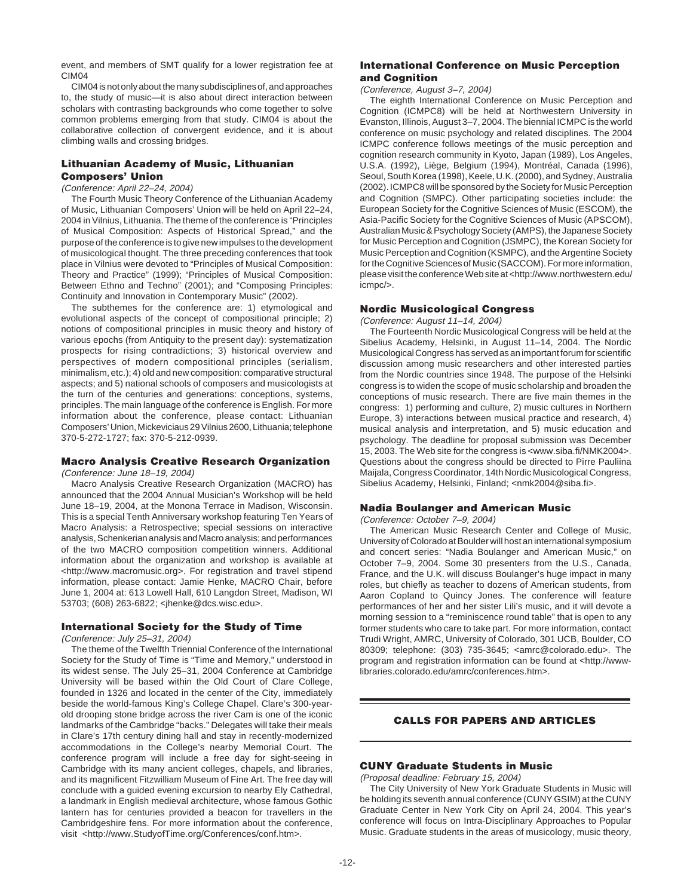event, and members of SMT qualify for a lower registration fee at CIM04

CIM04 is not only about the many subdisciplines of, and approaches to, the study of music—it is also about direct interaction between scholars with contrasting backgrounds who come together to solve common problems emerging from that study. CIM04 is about the collaborative collection of convergent evidence, and it is about climbing walls and crossing bridges.

### Lithuanian Academy of Music, Lithuanian Composers' Union

*(Conference: April 22–24, 2004)*

The Fourth Music Theory Conference of the Lithuanian Academy of Music, Lithuanian Composers' Union will be held on April 22–24, 2004 in Vilnius, Lithuania. The theme of the conference is "Principles of Musical Composition: Aspects of Historical Spread," and the purpose of the conference is to give new impulses to the development of musicological thought. The three preceding conferences that took place in Vilnius were devoted to "Principles of Musical Composition: Theory and Practice" (1999); "Principles of Musical Composition: Between Ethno and Techno" (2001); and "Composing Principles: Continuity and Innovation in Contemporary Music" (2002).

The subthemes for the conference are: 1) etymological and evolutional aspects of the concept of compositional principle; 2) notions of compositional principles in music theory and history of various epochs (from Antiquity to the present day): systematization prospects for rising contradictions; 3) historical overview and perspectives of modern compositional principles (serialism, minimalism, etc.); 4) old and new composition: comparative structural aspects; and 5) national schools of composers and musicologists at the turn of the centuries and generations: conceptions, systems, principles. The main language of the conference is English. For more information about the conference, please contact: Lithuanian Composers' Union, Mickeviciaus 29 Vilnius 2600, Lithuania; telephone 370-5-272-1727; fax: 370-5-212-0939.

### Macro Analysis Creative Research Organization

*(Conference: June 18–19, 2004)*

Macro Analysis Creative Research Organization (MACRO) has announced that the 2004 Annual Musician's Workshop will be held June 18–19, 2004, at the Monona Terrace in Madison, Wisconsin. This is a special Tenth Anniversary workshop featuring Ten Years of Macro Analysis: a Retrospective; special sessions on interactive analysis, Schenkerian analysis and Macro analysis; and performances of the two MACRO composition competition winners. Additional information about the organization and workshop is available at <http://www.macromusic.org>. For registration and travel stipend information, please contact: Jamie Henke, MACRO Chair, before June 1, 2004 at: 613 Lowell Hall, 610 Langdon Street, Madison, WI 53703; (608) 263-6822; <jhenke@dcs.wisc.edu>.

### International Society for the Study of Time

*(Conference: July 25–31, 2004)*

The theme of the Twelfth Triennial Conference of the International Society for the Study of Time is "Time and Memory," understood in its widest sense. The July 25–31, 2004 Conference at Cambridge University will be based within the Old Court of Clare College, founded in 1326 and located in the center of the City, immediately beside the world-famous King's College Chapel. Clare's 300-year-old drooping stone bridge across the river Cam is one of the iconic landmarks of the Cambridge "backs." Delegates will take their meals in Clare's 17th century dining hall and stay in recently-modernized accommodations in the College's nearby Memorial Court. The conference program will include a free day for sight-seeing in Cambridge with its many ancient colleges, chapels, and libraries, and its magnificent Fitzwilliam Museum of Fine Art. The free day will conclude with a guided evening excursion to nearby Ely Cathedral, a landmark in English medieval architecture, whose famous Gothic lantern has for centuries provided a beacon for travellers in the Cambridgeshire fens. For more information about the conference, visit <http://www.StudyofTime.org/Conferences/conf.htm>.

### International Conference on Music Perception and Cognition

*(Conference, August 3–7, 2004)*

The eighth International Conference on Music Perception and Cognition (ICMPC8) will be held at Northwestern University in Evanston, Illinois, August 3–7, 2004. The biennial ICMPC is the world conference on music psychology and related disciplines. The 2004 ICMPC conference follows meetings of the music perception and cognition research community in Kyoto, Japan (1989), Los Angeles, U.S.A. (1992), Liège, Belgium (1994), Montréal, Canada (1996), Seoul, South Korea (1998), Keele, U.K. (2000), and Sydney, Australia (2002). ICMPC8 will be sponsored by the Society for Music Perception and Cognition (SMPC). Other participating societies include: the European Society for the Cognitive Sciences of Music (ESCOM), the Asia-Pacific Society for the Cognitive Sciences of Music (APSCOM), Australian Music & Psychology Society (AMPS), the Japanese Society for Music Perception and Cognition (JSMPC), the Korean Society for Music Perception and Cognition (KSMPC), and the Argentine Society for the Cognitive Sciences of Music (SACCOM). For more information, please visit the conference Web site at <http://www.northwestern.edu/icmpc/>.

### Nordic Musicological Congress

*(Conference: August 11–14, 2004)*

The Fourteenth Nordic Musicological Congress will be held at the Sibelius Academy, Helsinki, in August 11–14, 2004. The Nordic Musicological Congress has served as an important forum for scientific discussion among music researchers and other interested parties from the Nordic countries since 1948. The purpose of the Helsinki congress is to widen the scope of music scholarship and broaden the conceptions of music research. There are five main themes in the congress: 1) performing and culture, 2) music cultures in Northern Europe, 3) interactions between musical practice and research, 4) musical analysis and interpretation, and 5) music education and psychology. The deadline for proposal submission was December 15, 2003. The Web site for the congress is <www.siba.fi/NMK2004>. Questions about the congress should be directed to Pirre Pauliina Maijala, Congress Coordinator, 14th Nordic Musicological Congress, Sibelius Academy, Helsinki, Finland; <nmk2004@siba.fi>.

### Nadia Boulanger and American Music

*(Conference: October 7–9, 2004)*

The American Music Research Center and College of Music, University of Colorado at Boulder will host an international symposium and concert series: "Nadia Boulanger and American Music," on October 7–9, 2004. Some 30 presenters from the U.S., Canada, France, and the U.K. will discuss Boulanger's huge impact in many roles, but chiefly as teacher to dozens of American students, from Aaron Copland to Quincy Jones. The conference will feature performances of her and her sister Lili's music, and it will devote a morning session to a "reminiscence round table" that is open to any former students who care to take part. For more information, contact Trudi Wright, AMRC, University of Colorado, 301 UCB, Boulder, CO 80309; telephone: (303) 735-3645; <amrc@colorado.edu>. The program and registration information can be found at <http://www-libraries.colorado.edu/amrc/conferences.htm>.

## CALLS FOR PAPERS AND ARTICLES

### CUNY Graduate Students in Music

*(Proposal deadline: February 15, 2004)*

The City University of New York Graduate Students in Music will be holding its seventh annual conference (CUNY GSIM) at the CUNY Graduate Center in New York City on April 24, 2004. This year's conference will focus on Intra-Disciplinary Approaches to Popular Music. Graduate students in the areas of musicology, music theory,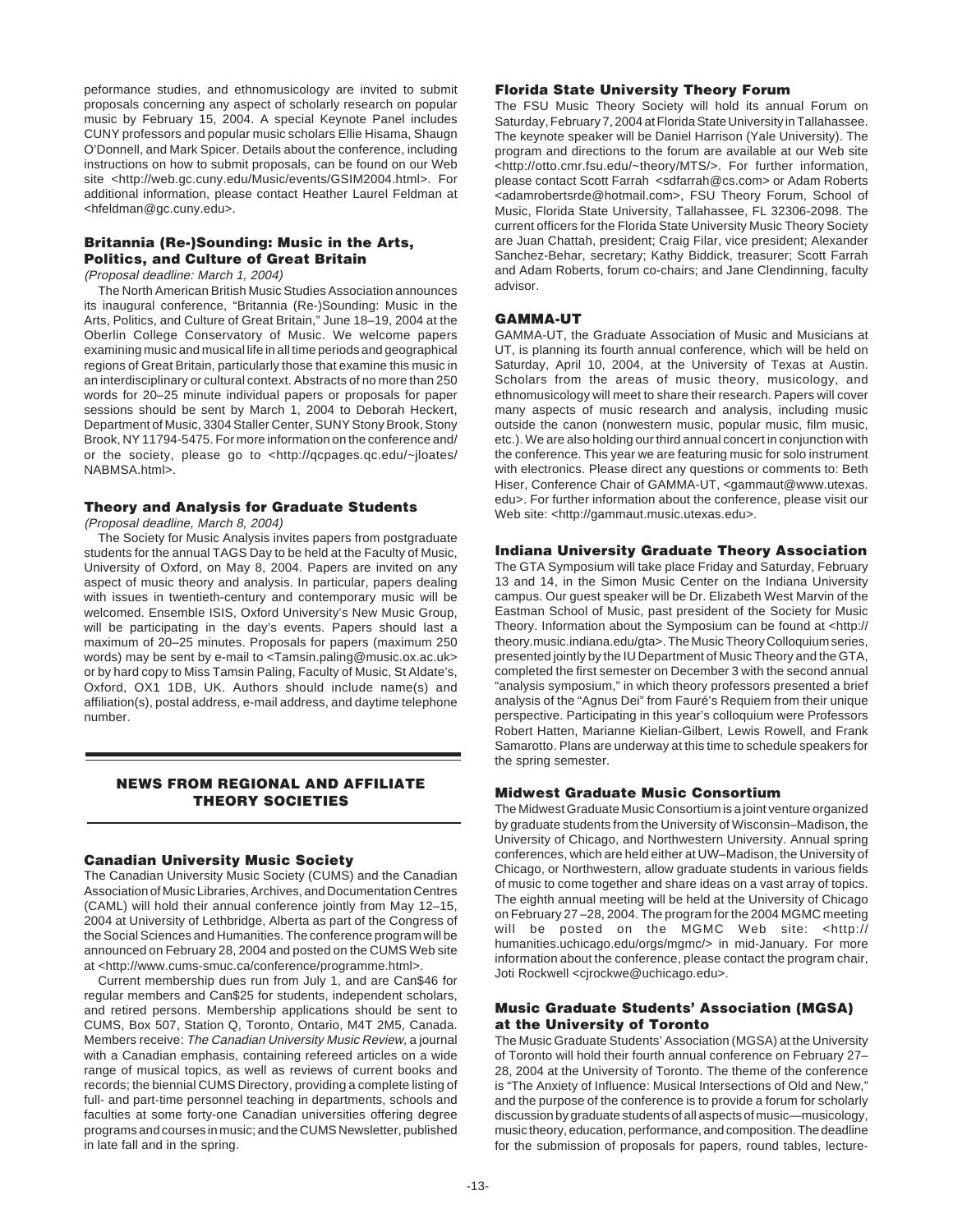peformance studies, and ethnomusicology are invited to submit proposals concerning any aspect of scholarly research on popular music by February 15, 2004. A special Keynote Panel includes CUNY professors and popular music scholars Ellie Hisama, Shaugn O'Donnell, and Mark Spicer. Details about the conference, including instructions on how to submit proposals, can be found on our Web site <http://web.gc.cuny.edu/Music/events/GSIM2004.html>. For additional information, please contact Heather Laurel Feldman at <hfeldman@gc.cuny.edu>.

### Britannia (Re-)Sounding: Music in the Arts, Politics, and Culture of Great Britain

*(Proposal deadline: March 1, 2004)*

The North American British Music Studies Association announces its inaugural conference, "Britannia (Re-)Sounding: Music in the Arts, Politics, and Culture of Great Britain," June 18–19, 2004 at the Oberlin College Conservatory of Music. We welcome papers examining music and musical life in all time periods and geographical regions of Great Britain, particularly those that examine this music in an interdisciplinary or cultural context. Abstracts of no more than 250 words for 20–25 minute individual papers or proposals for paper sessions should be sent by March 1, 2004 to Deborah Heckert, Department of Music, 3304 Staller Center, SUNY Stony Brook, Stony Brook, NY 11794-5475. For more information on the conference and/or the society, please go to <http://qcpages.qc.edu/~jloates/NABMSA.html>.

### Theory and Analysis for Graduate Students

*(Proposal deadline, March 8, 2004)*

The Society for Music Analysis invites papers from postgraduate students for the annual TAGS Day to be held at the Faculty of Music, University of Oxford, on May 8, 2004. Papers are invited on any aspect of music theory and analysis. In particular, papers dealing with issues in twentieth-century and contemporary music will be welcomed. Ensemble ISIS, Oxford University's New Music Group, will be participating in the day's events. Papers should last a maximum of 20–25 minutes. Proposals for papers (maximum 250 words) may be sent by e-mail to <Tamsin.paling@music.ox.ac.uk> or by hard copy to Miss Tamsin Paling, Faculty of Music, St Aldate's, Oxford, OX1 1DB, UK. Authors should include name(s) and affiliation(s), postal address, e-mail address, and daytime telephone number.

## NEWS FROM REGIONAL AND AFFILIATE THEORY SOCIETIES

### Canadian University Music Society

The Canadian University Music Society (CUMS) and the Canadian Association of Music Libraries, Archives, and Documentation Centres (CAML) will hold their annual conference jointly from May 12–15, 2004 at University of Lethbridge, Alberta as part of the Congress of the Social Sciences and Humanities. The conference program will be announced on February 28, 2004 and posted on the CUMS Web site at <http://www.cums-smuc.ca/conference/programme.html>.

Current membership dues run from July 1, and are Can$46 for regular members and Can$25 for students, independent scholars, and retired persons. Membership applications should be sent to CUMS, Box 507, Station Q, Toronto, Ontario, M4T 2M5, Canada. Members receive: *The Canadian University Music Review*, a journal with a Canadian emphasis, containing refereed articles on a wide range of musical topics, as well as reviews of current books and records; the biennial CUMS Directory, providing a complete listing of full- and part-time personnel teaching in departments, schools and faculties at some forty-one Canadian universities offering degree programs and courses in music; and the CUMS Newsletter, published in late fall and in the spring.

### Florida State University Theory Forum

The FSU Music Theory Society will hold its annual Forum on Saturday, February 7, 2004 at Florida State University in Tallahassee. The keynote speaker will be Daniel Harrison (Yale University). The program and directions to the forum are available at our Web site <http://otto.cmr.fsu.edu/~theory/MTS/>. For further information, please contact Scott Farrah <sdfarrah@cs.com> or Adam Roberts <adamrobertsrde@hotmail.com>, FSU Theory Forum, School of Music, Florida State University, Tallahassee, FL 32306-2098. The current officers for the Florida State University Music Theory Society are Juan Chattah, president; Craig Filar, vice president; Alexander Sanchez-Behar, secretary; Kathy Biddick, treasurer; Scott Farrah and Adam Roberts, forum co-chairs; and Jane Clendinning, faculty advisor.

### GAMMA-UT

GAMMA-UT, the Graduate Association of Music and Musicians at UT, is planning its fourth annual conference, which will be held on Saturday, April 10, 2004, at the University of Texas at Austin. Scholars from the areas of music theory, musicology, and ethnomusicology will meet to share their research. Papers will cover many aspects of music research and analysis, including music outside the canon (nonwestern music, popular music, film music, etc.). We are also holding our third annual concert in conjunction with the conference. This year we are featuring music for solo instrument with electronics. Please direct any questions or comments to: Beth Hiser, Conference Chair of GAMMA-UT, <gammaut@www.utexas.edu>. For further information about the conference, please visit our Web site: <http://gammaut.music.utexas.edu>.

### Indiana University Graduate Theory Association

The GTA Symposium will take place Friday and Saturday, February 13 and 14, in the Simon Music Center on the Indiana University campus. Our guest speaker will be Dr. Elizabeth West Marvin of the Eastman School of Music, past president of the Society for Music Theory. Information about the Symposium can be found at <http://theory.music.indiana.edu/gta>. The Music Theory Colloquium series, presented jointly by the IU Department of Music Theory and the GTA, completed the first semester on December 3 with the second annual "analysis symposium," in which theory professors presented a brief analysis of the "Agnus Dei" from Fauré's Requiem from their unique perspective. Participating in this year's colloquium were Professors Robert Hatten, Marianne Kielian-Gilbert, Lewis Rowell, and Frank Samarotto. Plans are underway at this time to schedule speakers for the spring semester.

### Midwest Graduate Music Consortium

The Midwest Graduate Music Consortium is a joint venture organized by graduate students from the University of Wisconsin–Madison, the University of Chicago, and Northwestern University. Annual spring conferences, which are held either at UW–Madison, the University of Chicago, or Northwestern, allow graduate students in various fields of music to come together and share ideas on a vast array of topics. The eighth annual meeting will be held at the University of Chicago on February 27 –28, 2004. The program for the 2004 MGMC meeting will be posted on the MGMC Web site: <http://humanities.uchicago.edu/orgs/mgmc/> in mid-January. For more information about the conference, please contact the program chair, Joti Rockwell <cjrockwe@uchicago.edu>.

### Music Graduate Students' Association (MGSA) at the University of Toronto

The Music Graduate Students' Association (MGSA) at the University of Toronto will hold their fourth annual conference on February 27–28, 2004 at the University of Toronto. The theme of the conference is "The Anxiety of Influence: Musical Intersections of Old and New," and the purpose of the conference is to provide a forum for scholarly discussion by graduate students of all aspects of music—musicology, music theory, education, performance, and composition. The deadline for the submission of proposals for papers, round tables, lecture-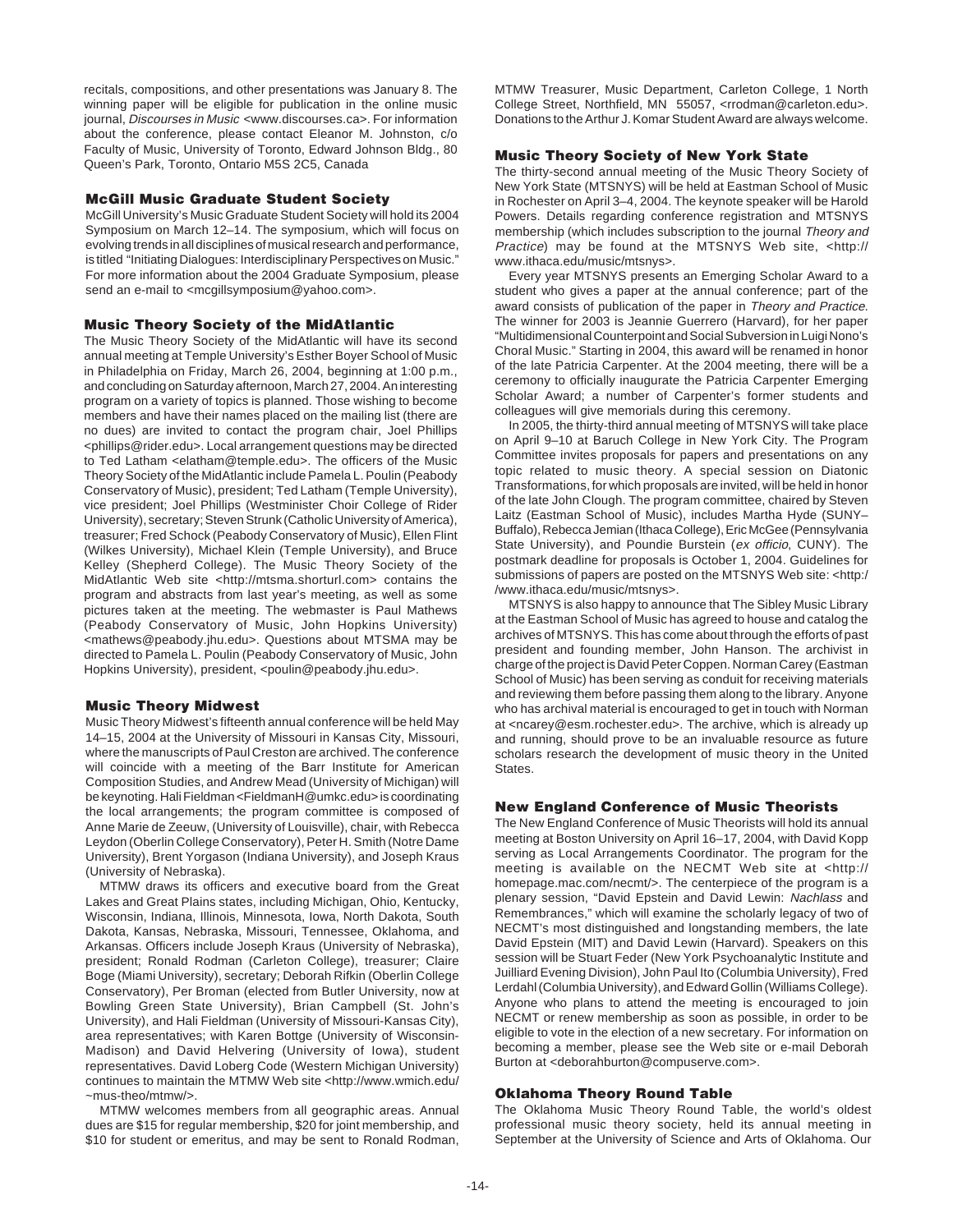recitals, compositions, and other presentations was January 8. The winning paper will be eligible for publication in the online music journal, *Discourses in Music* <www.discourses.ca>. For information about the conference, please contact Eleanor M. Johnston, c/o Faculty of Music, University of Toronto, Edward Johnson Bldg., 80 Queen's Park, Toronto, Ontario M5S 2C5, Canada

### McGill Music Graduate Student Society

McGill University's Music Graduate Student Society will hold its 2004 Symposium on March 12–14. The symposium, which will focus on evolving trends in all disciplines of musical research and performance, is titled "Initiating Dialogues: Interdisciplinary Perspectives on Music." For more information about the 2004 Graduate Symposium, please send an e-mail to <mcgillsymposium@yahoo.com>.

### Music Theory Society of the MidAtlantic

The Music Theory Society of the MidAtlantic will have its second annual meeting at Temple University's Esther Boyer School of Music in Philadelphia on Friday, March 26, 2004, beginning at 1:00 p.m., and concluding on Saturday afternoon, March 27, 2004. An interesting program on a variety of topics is planned. Those wishing to become members and have their names placed on the mailing list (there are no dues) are invited to contact the program chair, Joel Phillips <phillips@rider.edu>. Local arrangement questions may be directed to Ted Latham <elatham@temple.edu>. The officers of the Music Theory Society of the MidAtlantic include Pamela L. Poulin (Peabody Conservatory of Music), president; Ted Latham (Temple University), vice president; Joel Phillips (Westminister Choir College of Rider University), secretary; Steven Strunk (Catholic University of America), treasurer; Fred Schock (Peabody Conservatory of Music), Ellen Flint (Wilkes University), Michael Klein (Temple University), and Bruce Kelley (Shepherd College). The Music Theory Society of the MidAtlantic Web site <http://mtsma.shorturl.com> contains the program and abstracts from last year's meeting, as well as some pictures taken at the meeting. The webmaster is Paul Mathews (Peabody Conservatory of Music, John Hopkins University) <mathews@peabody.jhu.edu>. Questions about MTSMA may be directed to Pamela L. Poulin (Peabody Conservatory of Music, John Hopkins University), president, <poulin@peabody.jhu.edu>.

### Music Theory Midwest

Music Theory Midwest's fifteenth annual conference will be held May 14–15, 2004 at the University of Missouri in Kansas City, Missouri, where the manuscripts of Paul Creston are archived. The conference will coincide with a meeting of the Barr Institute for American Composition Studies, and Andrew Mead (University of Michigan) will be keynoting. Hali Fieldman <FieldmanH@umkc.edu> is coordinating the local arrangements; the program committee is composed of Anne Marie de Zeeuw, (University of Louisville), chair, with Rebecca Leydon (Oberlin College Conservatory), Peter H. Smith (Notre Dame University), Brent Yorgason (Indiana University), and Joseph Kraus (University of Nebraska).

MTMW draws its officers and executive board from the Great Lakes and Great Plains states, including Michigan, Ohio, Kentucky, Wisconsin, Indiana, Illinois, Minnesota, Iowa, North Dakota, South Dakota, Kansas, Nebraska, Missouri, Tennessee, Oklahoma, and Arkansas. Officers include Joseph Kraus (University of Nebraska), president; Ronald Rodman (Carleton College), treasurer; Claire Boge (Miami University), secretary; Deborah Rifkin (Oberlin College Conservatory), Per Broman (elected from Butler University, now at Bowling Green State University), Brian Campbell (St. John's University), and Hali Fieldman (University of Missouri-Kansas City), area representatives; with Karen Bottge (University of Wisconsin-Madison) and David Helvering (University of Iowa), student representatives. David Loberg Code (Western Michigan University) continues to maintain the MTMW Web site <http://www.wmich.edu/~mus-theo/mtmw/>.

MTMW welcomes members from all geographic areas. Annual dues are $15 for regular membership, $20 for joint membership, and $10 for student or emeritus, and may be sent to Ronald Rodman, MTMW Treasurer, Music Department, Carleton College, 1 North College Street, Northfield, MN 55057, <rrodman@carleton.edu>. Donations to the Arthur J. Komar Student Award are always welcome.

### Music Theory Society of New York State

The thirty-second annual meeting of the Music Theory Society of New York State (MTSNYS) will be held at Eastman School of Music in Rochester on April 3–4, 2004. The keynote speaker will be Harold Powers. Details regarding conference registration and MTSNYS membership (which includes subscription to the journal *Theory and Practice*) may be found at the MTSNYS Web site, <http://www.ithaca.edu/music/mtsnys>.

Every year MTSNYS presents an Emerging Scholar Award to a student who gives a paper at the annual conference; part of the award consists of publication of the paper in *Theory and Practice*. The winner for 2003 is Jeannie Guerrero (Harvard), for her paper "Multidimensional Counterpoint and Social Subversion in Luigi Nono's Choral Music." Starting in 2004, this award will be renamed in honor of the late Patricia Carpenter. At the 2004 meeting, there will be a ceremony to officially inaugurate the Patricia Carpenter Emerging Scholar Award; a number of Carpenter's former students and colleagues will give memorials during this ceremony.

In 2005, the thirty-third annual meeting of MTSNYS will take place on April 9–10 at Baruch College in New York City. The Program Committee invites proposals for papers and presentations on any topic related to music theory. A special session on Diatonic Transformations, for which proposals are invited, will be held in honor of the late John Clough. The program committee, chaired by Steven Laitz (Eastman School of Music), includes Martha Hyde (SUNY–Buffalo), Rebecca Jemian (Ithaca College), Eric McGee (Pennsylvania State University), and Poundie Burstein (*ex officio*, CUNY). The postmark deadline for proposals is October 1, 2004. Guidelines for submissions of papers are posted on the MTSNYS Web site: <http://www.ithaca.edu/music/mtsnys>.

MTSNYS is also happy to announce that The Sibley Music Library at the Eastman School of Music has agreed to house and catalog the archives of MTSNYS. This has come about through the efforts of past president and founding member, John Hanson. The archivist in charge of the project is David Peter Coppen. Norman Carey (Eastman School of Music) has been serving as conduit for receiving materials and reviewing them before passing them along to the library. Anyone who has archival material is encouraged to get in touch with Norman at <ncarey@esm.rochester.edu>. The archive, which is already up and running, should prove to be an invaluable resource as future scholars research the development of music theory in the United States.

### New England Conference of Music Theorists

The New England Conference of Music Theorists will hold its annual meeting at Boston University on April 16–17, 2004, with David Kopp serving as Local Arrangements Coordinator. The program for the meeting is available on the NECMT Web site at <http://homepage.mac.com/necmt/>. The centerpiece of the program is a plenary session, "David Epstein and David Lewin: *Nachlass* and Remembrances," which will examine the scholarly legacy of two of NECMT's most distinguished and longstanding members, the late David Epstein (MIT) and David Lewin (Harvard). Speakers on this session will be Stuart Feder (New York Psychoanalytic Institute and Juilliard Evening Division), John Paul Ito (Columbia University), Fred Lerdahl (Columbia University), and Edward Gollin (Williams College). Anyone who plans to attend the meeting is encouraged to join NECMT or renew membership as soon as possible, in order to be eligible to vote in the election of a new secretary. For information on becoming a member, please see the Web site or e-mail Deborah Burton at <deborahburton@compuserve.com>.

### Oklahoma Theory Round Table

The Oklahoma Music Theory Round Table, the world's oldest professional music theory society, held its annual meeting in September at the University of Science and Arts of Oklahoma. Our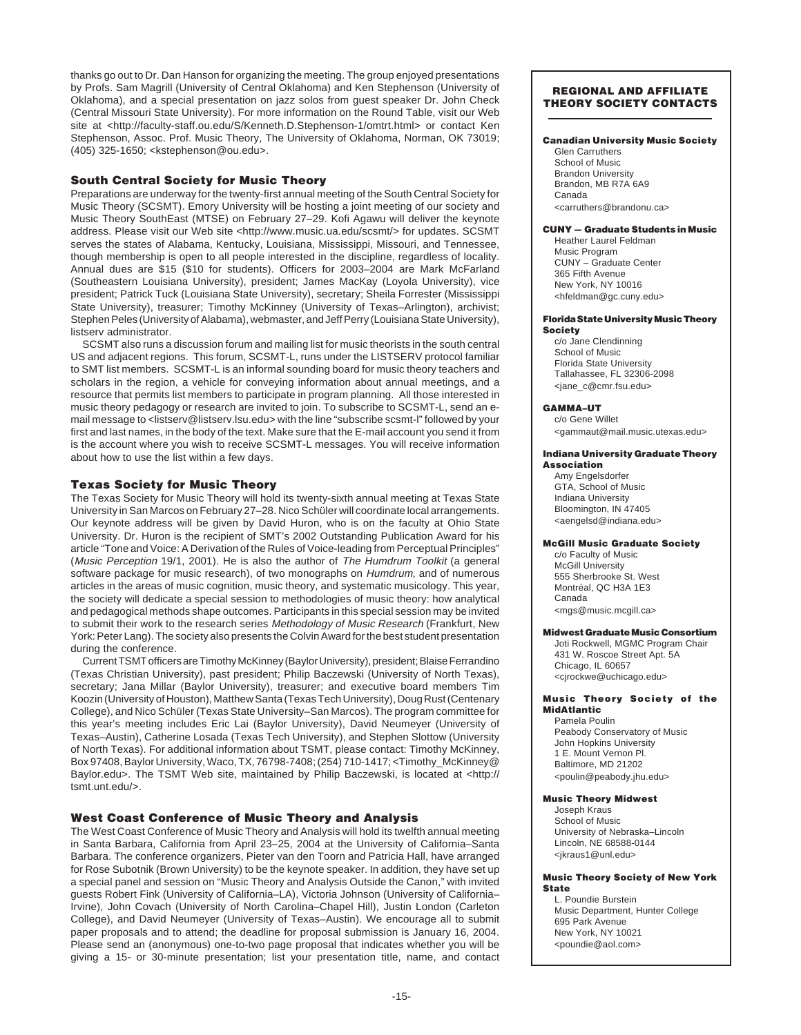thanks go out to Dr. Dan Hanson for organizing the meeting. The group enjoyed presentations by Profs. Sam Magrill (University of Central Oklahoma) and Ken Stephenson (University of Oklahoma), and a special presentation on jazz solos from guest speaker Dr. John Check (Central Missouri State University). For more information on the Round Table, visit our Web site at <http://faculty-staff.ou.edu/S/Kenneth.D.Stephenson-1/omtrt.html> or contact Ken Stephenson, Assoc. Prof. Music Theory, The University of Oklahoma, Norman, OK 73019; (405) 325-1650; <kstephenson@ou.edu>.

### South Central Society for Music Theory

Preparations are underway for the twenty-first annual meeting of the South Central Society for Music Theory (SCSMT). Emory University will be hosting a joint meeting of our society and Music Theory SouthEast (MTSE) on February 27–29. Kofi Agawu will deliver the keynote address. Please visit our Web site <http://www.music.ua.edu/scsmt/> for updates. SCSMT serves the states of Alabama, Kentucky, Louisiana, Mississippi, Missouri, and Tennessee, though membership is open to all people interested in the discipline, regardless of locality. Annual dues are $15 ($10 for students). Officers for 2003–2004 are Mark McFarland (Southeastern Louisiana University), president; James MacKay (Loyola University), vice president; Patrick Tuck (Louisiana State University), secretary; Sheila Forrester (Mississippi State University), treasurer; Timothy McKinney (University of Texas–Arlington), archivist; Stephen Peles (University of Alabama), webmaster, and Jeff Perry (Louisiana State University), listserv administrator.

SCSMT also runs a discussion forum and mailing list for music theorists in the south central US and adjacent regions. This forum, SCSMT-L, runs under the LISTSERV protocol familiar to SMT list members. SCSMT-L is an informal sounding board for music theory teachers and scholars in the region, a vehicle for conveying information about annual meetings, and a resource that permits list members to participate in program planning. All those interested in music theory pedagogy or research are invited to join. To subscribe to SCSMT-L, send an e-mail message to <listserv@listserv.lsu.edu> with the line "subscribe scsmt-l" followed by your first and last names, in the body of the text. Make sure that the E-mail account you send it from is the account where you wish to receive SCSMT-L messages. You will receive information about how to use the list within a few days.

### Texas Society for Music Theory

The Texas Society for Music Theory will hold its twenty-sixth annual meeting at Texas State University in San Marcos on February 27–28. Nico Schüler will coordinate local arrangements. Our keynote address will be given by David Huron, who is on the faculty at Ohio State University. Dr. Huron is the recipient of SMT's 2002 Outstanding Publication Award for his article "Tone and Voice: A Derivation of the Rules of Voice-leading from Perceptual Principles" (*Music Perception* 19/1, 2001). He is also the author of *The Humdrum Toolkit* (a general software package for music research), of two monographs on *Humdrum*, and of numerous articles in the areas of music cognition, music theory, and systematic musicology. This year, the society will dedicate a special session to methodologies of music theory: how analytical and pedagogical methods shape outcomes. Participants in this special session may be invited to submit their work to the research series *Methodology of Music Research* (Frankfurt, New York: Peter Lang). The society also presents the Colvin Award for the best student presentation during the conference.

Current TSMT officers are Timothy McKinney (Baylor University), president; Blaise Ferrandino (Texas Christian University), past president; Philip Baczewski (University of North Texas), secretary; Jana Millar (Baylor University), treasurer; and executive board members Tim Koozin (University of Houston), Matthew Santa (Texas Tech University), Doug Rust (Centenary College), and Nico Schüler (Texas State University–San Marcos). The program committee for this year's meeting includes Eric Lai (Baylor University), David Neumeyer (University of Texas–Austin), Catherine Losada (Texas Tech University), and Stephen Slottow (University of North Texas). For additional information about TSMT, please contact: Timothy McKinney, Box 97408, Baylor University, Waco, TX, 76798-7408; (254) 710-1417; <Timothy_McKinney@Baylor.edu>. The TSMT Web site, maintained by Philip Baczewski, is located at <http://tsmt.unt.edu/>.

### West Coast Conference of Music Theory and Analysis

The West Coast Conference of Music Theory and Analysis will hold its twelfth annual meeting in Santa Barbara, California from April 23–25, 2004 at the University of California–Santa Barbara. The conference organizers, Pieter van den Toorn and Patricia Hall, have arranged for Rose Subotnik (Brown University) to be the keynote speaker. In addition, they have set up a special panel and session on "Music Theory and Analysis Outside the Canon," with invited guests Robert Fink (University of California–LA), Victoria Johnson (University of California–Irvine), John Covach (University of North Carolina–Chapel Hill), Justin London (Carleton College), and David Neumeyer (University of Texas–Austin). We encourage all to submit paper proposals and to attend; the deadline for proposal submission is January 16, 2004. Please send an (anonymous) one-to-two page proposal that indicates whether you will be giving a 15- or 30-minute presentation; list your presentation title, name, and contact

## REGIONAL AND AFFILIATE THEORY SOCIETY CONTACTS

**Canadian University Music Society**
Glen Carruthers
School of Music
Brandon University
Brandon, MB R7A 6A9
Canada
<carruthers@brandonu.ca>

**CUNY — Graduate Students in Music**
Heather Laurel Feldman
Music Program
CUNY – Graduate Center
365 Fifth Avenue
New York, NY 10016
<hfeldman@gc.cuny.edu>

**Florida State University Music Theory Society**
c/o Jane Clendinning
School of Music
Florida State University
Tallahassee, FL 32306-2098
<jane_c@cmr.fsu.edu>

**GAMMA–UT**
c/o Gene Willet
<gammaut@mail.music.utexas.edu>

**Indiana University Graduate Theory Association**
Amy Engelsdorfer
GTA, School of Music
Indiana University
Bloomington, IN 47405
<aengelsd@indiana.edu>

**McGill Music Graduate Society**
c/o Faculty of Music
McGill University
555 Sherbrooke St. West
Montréal, QC H3A 1E3
Canada
<mgs@music.mcgill.ca>

**Midwest Graduate Music Consortium**
Joti Rockwell, MGMC Program Chair
431 W. Roscoe Street Apt. 5A
Chicago, IL 60657
<cjrockwe@uchicago.edu>

**Music Theory Society of the MidAtlantic**
Pamela Poulin
Peabody Conservatory of Music
John Hopkins University
1 E. Mount Vernon Pl.
Baltimore, MD 21202
<poulin@peabody.jhu.edu>

**Music Theory Midwest**
Joseph Kraus
School of Music
University of Nebraska–Lincoln
Lincoln, NE 68588-0144
<jkraus1@unl.edu>

**Music Theory Society of New York State**
L. Poundie Burstein
Music Department, Hunter College
695 Park Avenue
New York, NY 10021
<poundie@aol.com>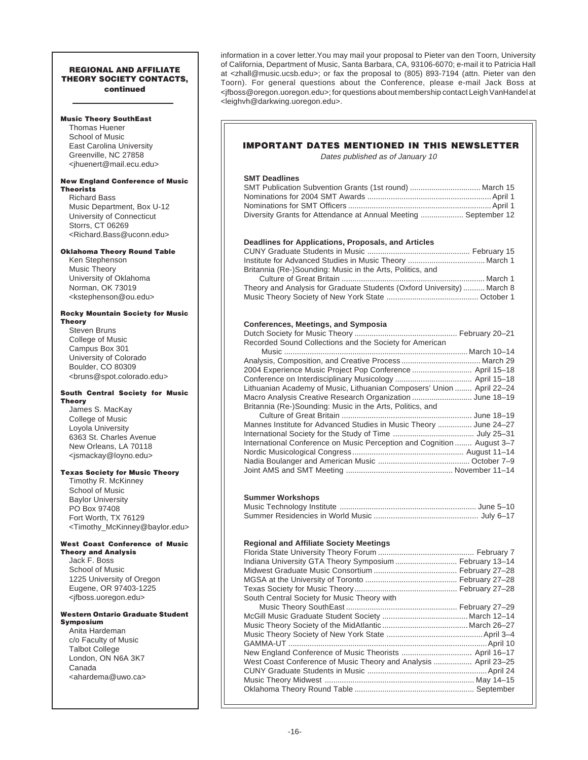### REGIONAL AND AFFILIATE THEORY SOCIETY CONTACTS, continued

**Music Theory SouthEast**
Thomas Huener
School of Music
East Carolina University
Greenville, NC 27858
<jhuenert@mail.ecu.edu>

**New England Conference of Music Theorists**
Richard Bass
Music Department, Box U-12
University of Connecticut
Storrs, CT 06269
<Richard.Bass@uconn.edu>

**Oklahoma Theory Round Table**
Ken Stephenson
Music Theory
University of Oklahoma
Norman, OK 73019
<kstephenson@ou.edu>

**Rocky Mountain Society for Music Theory**
Steven Bruns
College of Music
Campus Box 301
University of Colorado
Boulder, CO 80309
<bruns@spot.colorado.edu>

**South Central Society for Music Theory**
James S. MacKay
College of Music
Loyola University
6363 St. Charles Avenue
New Orleans, LA 70118
<jsmackay@loyno.edu>

**Texas Society for Music Theory**
Timothy R. McKinney
School of Music
Baylor University
PO Box 97408
Fort Worth, TX 76129
<Timothy_McKinney@baylor.edu>

**West Coast Conference of Music Theory and Analysis**
Jack F. Boss
School of Music
1225 University of Oregon
Eugene, OR 97403-1225
<jfboss.uoregon.edu>

**Western Ontario Graduate Student Symposium**
Anita Hardeman
c/o Faculty of Music
Talbot College
London, ON N6A 3K7
Canada
<ahardema@uwo.ca>

information in a cover letter. You may mail your proposal to Pieter van den Toorn, University of California, Department of Music, Santa Barbara, CA, 93106-6070; e-mail it to Patricia Hall at <zhall@music.ucsb.edu>; or fax the proposal to (805) 893-7194 (attn. Pieter van den Toorn). For general questions about the Conference, please e-mail Jack Boss at <jfboss@oregon.uoregon.edu>; for questions about membership contact Leigh VanHandel at <leighvh@darkwing.uoregon.edu>.

## IMPORTANT DATES MENTIONED IN THIS NEWSLETTER

*Dates published as of January 10*

**SMT Deadlines**

| | |
|---|---|
| SMT Publication Subvention Grants (1st round) | March 15 |
| Nominations for 2004 SMT Awards | April 1 |
| Nominations for SMT Officers | April 1 |
| Diversity Grants for Attendance at Annual Meeting | September 12 |

**Deadlines for Applications, Proposals, and Articles**

| | |
|---|---|
| CUNY Graduate Students in Music | February 15 |
| Institute for Advanced Studies in Music Theory | March 1 |
| Britannia (Re-)Sounding: Music in the Arts, Politics, and Culture of Great Britain | March 1 |
| Theory and Analysis for Graduate Students (Oxford University) | March 8 |
| Music Theory Society of New York State | October 1 |

**Conferences, Meetings, and Symposia**

| | |
|---|---|
| Dutch Society for Music Theory | February 20–21 |
| Recorded Sound Collections and the Society for American Music | March 10–14 |
| Analysis, Composition, and Creative Process | March 29 |
| 2004 Experience Music Project Pop Conference | April 15–18 |
| Conference on Interdisciplinary Musicology | April 15–18 |
| Lithuanian Academy of Music, Lithuanian Composers' Union | April 22–24 |
| Macro Analysis Creative Research Organization | June 18–19 |
| Britannia (Re-)Sounding: Music in the Arts, Politics, and Culture of Great Britain | June 18–19 |
| Mannes Institute for Advanced Studies in Music Theory | June 24–27 |
| International Society for the Study of Time | July 25–31 |
| International Conference on Music Perception and Cognition | August 3–7 |
| Nordic Musicological Congress | August 11–14 |
| Nadia Boulanger and American Music | October 7–9 |
| Joint AMS and SMT Meeting | November 11–14 |

**Summer Workshops**

| | |
|---|---|
| Music Technology Institute | June 5–10 |
| Summer Residencies in World Music | July 6–17 |

**Regional and Affiliate Society Meetings**

| | |
|---|---|
| Florida State University Theory Forum | February 7 |
| Indiana University GTA Theory Symposium | February 13–14 |
| Midwest Graduate Music Consortium | February 27–28 |
| MGSA at the University of Toronto | February 27–28 |
| Texas Society for Music Theory | February 27–28 |
| South Central Society for Music Theory with Music Theory SouthEast | February 27–29 |
| McGill Music Graduate Student Society | March 12–14 |
| Music Theory Society of the MidAtlantic | March 26–27 |
| Music Theory Society of New York State | April 3–4 |
| GAMMA-UT | April 10 |
| New England Conference of Music Theorists | April 16–17 |
| West Coast Conference of Music Theory and Analysis | April 23–25 |
| CUNY Graduate Students in Music | April 24 |
| Music Theory Midwest | May 14–15 |
| Oklahoma Theory Round Table | September |